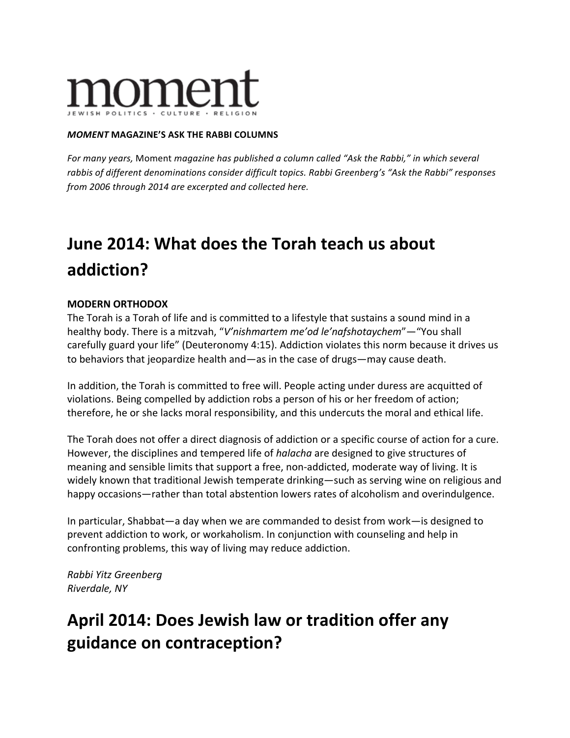# moment

JEWISH POLITICS • CULTURE • RELIGION

***MOMENT* MAGAZINE'S ASK THE RABBI COLUMNS**

*For many years,* Moment *magazine has published a column called "Ask the Rabbi," in which several rabbis of different denominations consider difficult topics. Rabbi Greenberg's "Ask the Rabbi" responses from 2006 through 2014 are excerpted and collected here.*

## June 2014: What does the Torah teach us about addiction?

**MODERN ORTHODOX**

The Torah is a Torah of life and is committed to a lifestyle that sustains a sound mind in a healthy body. There is a mitzvah, "*V'nishmartem me'od le'nafshotaychem*"—"You shall carefully guard your life" (Deuteronomy 4:15). Addiction violates this norm because it drives us to behaviors that jeopardize health and—as in the case of drugs—may cause death.

In addition, the Torah is committed to free will. People acting under duress are acquitted of violations. Being compelled by addiction robs a person of his or her freedom of action; therefore, he or she lacks moral responsibility, and this undercuts the moral and ethical life.

The Torah does not offer a direct diagnosis of addiction or a specific course of action for a cure. However, the disciplines and tempered life of *halacha* are designed to give structures of meaning and sensible limits that support a free, non-addicted, moderate way of living. It is widely known that traditional Jewish temperate drinking—such as serving wine on religious and happy occasions—rather than total abstention lowers rates of alcoholism and overindulgence.

In particular, Shabbat—a day when we are commanded to desist from work—is designed to prevent addiction to work, or workaholism. In conjunction with counseling and help in confronting problems, this way of living may reduce addiction.

*Rabbi Yitz Greenberg*
*Riverdale, NY*

## April 2014: Does Jewish law or tradition offer any guidance on contraception?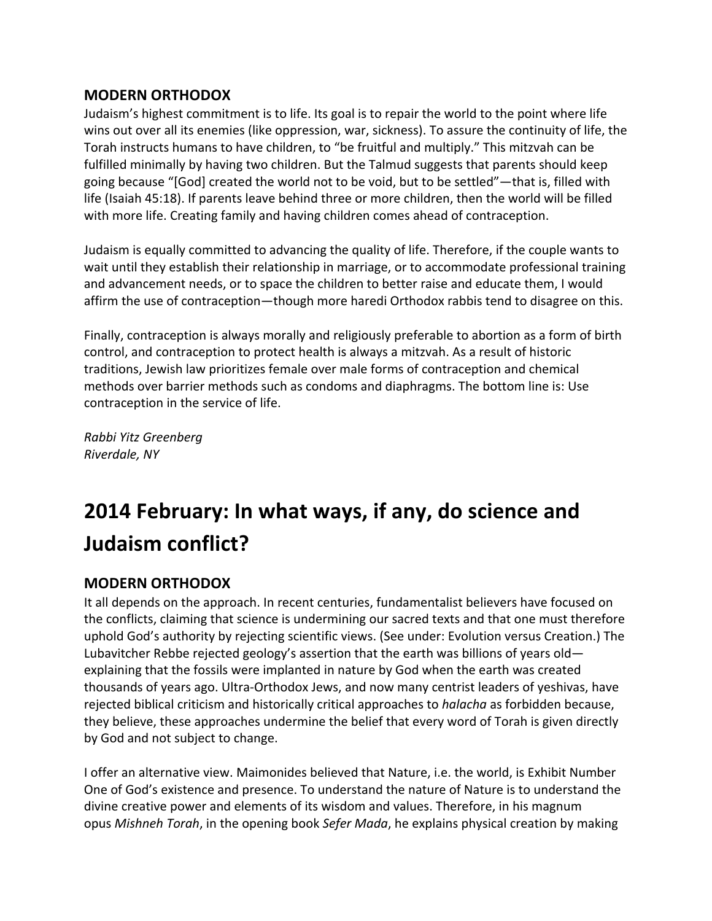### MODERN ORTHODOX

Judaism's highest commitment is to life. Its goal is to repair the world to the point where life wins out over all its enemies (like oppression, war, sickness). To assure the continuity of life, the Torah instructs humans to have children, to "be fruitful and multiply." This mitzvah can be fulfilled minimally by having two children. But the Talmud suggests that parents should keep going because "[God] created the world not to be void, but to be settled"—that is, filled with life (Isaiah 45:18). If parents leave behind three or more children, then the world will be filled with more life. Creating family and having children comes ahead of contraception.

Judaism is equally committed to advancing the quality of life. Therefore, if the couple wants to wait until they establish their relationship in marriage, or to accommodate professional training and advancement needs, or to space the children to better raise and educate them, I would affirm the use of contraception—though more haredi Orthodox rabbis tend to disagree on this.

Finally, contraception is always morally and religiously preferable to abortion as a form of birth control, and contraception to protect health is always a mitzvah. As a result of historic traditions, Jewish law prioritizes female over male forms of contraception and chemical methods over barrier methods such as condoms and diaphragms. The bottom line is: Use contraception in the service of life.

*Rabbi Yitz Greenberg*
*Riverdale, NY*

## 2014 February: In what ways, if any, do science and Judaism conflict?

### MODERN ORTHODOX

It all depends on the approach. In recent centuries, fundamentalist believers have focused on the conflicts, claiming that science is undermining our sacred texts and that one must therefore uphold God's authority by rejecting scientific views. (See under: Evolution versus Creation.) The Lubavitcher Rebbe rejected geology's assertion that the earth was billions of years old—explaining that the fossils were implanted in nature by God when the earth was created thousands of years ago. Ultra-Orthodox Jews, and now many centrist leaders of yeshivas, have rejected biblical criticism and historically critical approaches to *halacha* as forbidden because, they believe, these approaches undermine the belief that every word of Torah is given directly by God and not subject to change.

I offer an alternative view. Maimonides believed that Nature, i.e. the world, is Exhibit Number One of God's existence and presence. To understand the nature of Nature is to understand the divine creative power and elements of its wisdom and values. Therefore, in his magnum opus *Mishneh Torah*, in the opening book *Sefer Mada*, he explains physical creation by making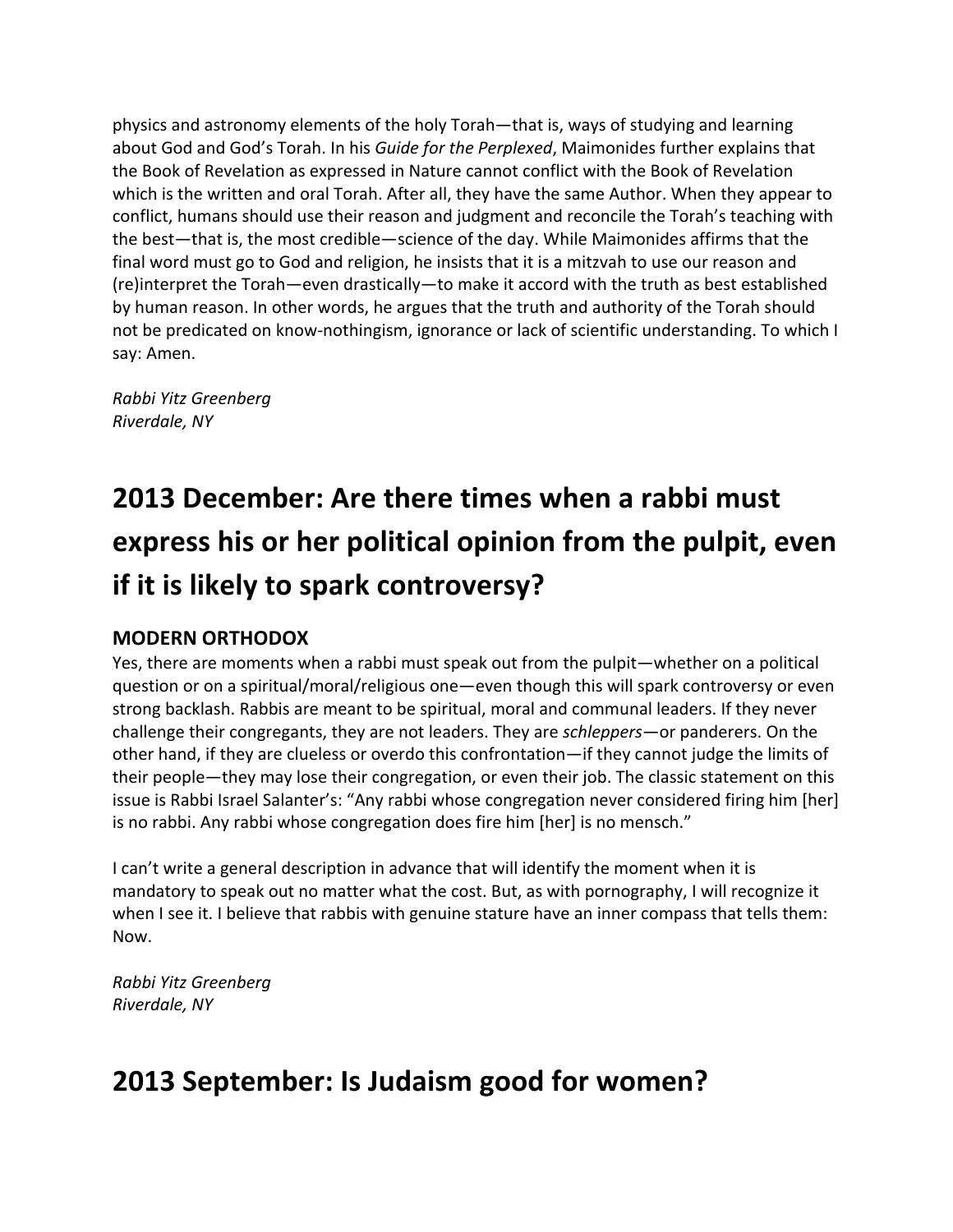physics and astronomy elements of the holy Torah—that is, ways of studying and learning about God and God's Torah. In his *Guide for the Perplexed*, Maimonides further explains that the Book of Revelation as expressed in Nature cannot conflict with the Book of Revelation which is the written and oral Torah. After all, they have the same Author. When they appear to conflict, humans should use their reason and judgment and reconcile the Torah's teaching with the best—that is, the most credible—science of the day. While Maimonides affirms that the final word must go to God and religion, he insists that it is a mitzvah to use our reason and (re)interpret the Torah—even drastically—to make it accord with the truth as best established by human reason. In other words, he argues that the truth and authority of the Torah should not be predicated on know-nothingism, ignorance or lack of scientific understanding. To which I say: Amen.

*Rabbi Yitz Greenberg*
*Riverdale, NY*

# 2013 December: Are there times when a rabbi must express his or her political opinion from the pulpit, even if it is likely to spark controversy?

### MODERN ORTHODOX

Yes, there are moments when a rabbi must speak out from the pulpit—whether on a political question or on a spiritual/moral/religious one—even though this will spark controversy or even strong backlash. Rabbis are meant to be spiritual, moral and communal leaders. If they never challenge their congregants, they are not leaders. They are *schleppers*—or panderers. On the other hand, if they are clueless or overdo this confrontation—if they cannot judge the limits of their people—they may lose their congregation, or even their job. The classic statement on this issue is Rabbi Israel Salanter's: "Any rabbi whose congregation never considered firing him [her] is no rabbi. Any rabbi whose congregation does fire him [her] is no mensch."

I can't write a general description in advance that will identify the moment when it is mandatory to speak out no matter what the cost. But, as with pornography, I will recognize it when I see it. I believe that rabbis with genuine stature have an inner compass that tells them: Now.

*Rabbi Yitz Greenberg*
*Riverdale, NY*

# 2013 September: Is Judaism good for women?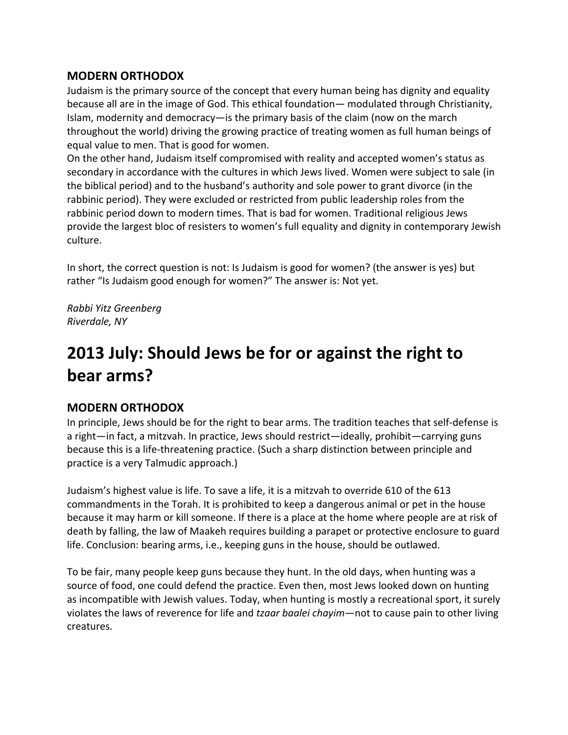### MODERN ORTHODOX

Judaism is the primary source of the concept that every human being has dignity and equality because all are in the image of God. This ethical foundation— modulated through Christianity, Islam, modernity and democracy—is the primary basis of the claim (now on the march throughout the world) driving the growing practice of treating women as full human beings of equal value to men. That is good for women.

On the other hand, Judaism itself compromised with reality and accepted women's status as secondary in accordance with the cultures in which Jews lived. Women were subject to sale (in the biblical period) and to the husband's authority and sole power to grant divorce (in the rabbinic period). They were excluded or restricted from public leadership roles from the rabbinic period down to modern times. That is bad for women. Traditional religious Jews provide the largest bloc of resisters to women's full equality and dignity in contemporary Jewish culture.

In short, the correct question is not: Is Judaism is good for women? (the answer is yes) but rather "Is Judaism good enough for women?" The answer is: Not yet.

*Rabbi Yitz Greenberg*
*Riverdale, NY*

# 2013 July: Should Jews be for or against the right to bear arms?

### MODERN ORTHODOX

In principle, Jews should be for the right to bear arms. The tradition teaches that self-defense is a right—in fact, a mitzvah. In practice, Jews should restrict—ideally, prohibit—carrying guns because this is a life-threatening practice. (Such a sharp distinction between principle and practice is a very Talmudic approach.)

Judaism's highest value is life. To save a life, it is a mitzvah to override 610 of the 613 commandments in the Torah. It is prohibited to keep a dangerous animal or pet in the house because it may harm or kill someone. If there is a place at the home where people are at risk of death by falling, the law of Maakeh requires building a parapet or protective enclosure to guard life. Conclusion: bearing arms, i.e., keeping guns in the house, should be outlawed.

To be fair, many people keep guns because they hunt. In the old days, when hunting was a source of food, one could defend the practice. Even then, most Jews looked down on hunting as incompatible with Jewish values. Today, when hunting is mostly a recreational sport, it surely violates the laws of reverence for life and *tzaar baalei chayim*—not to cause pain to other living creatures.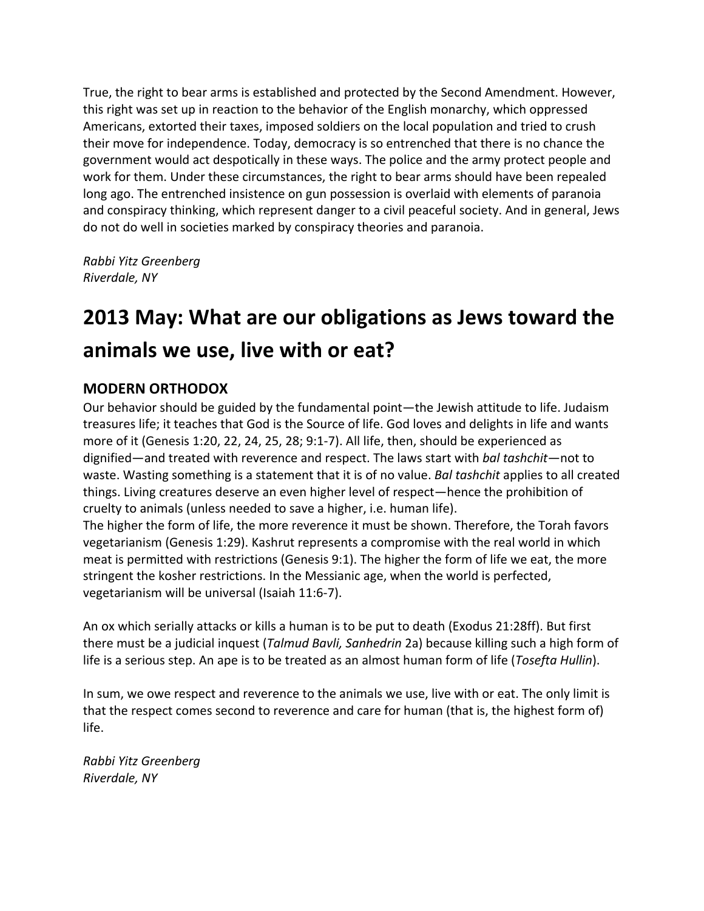True, the right to bear arms is established and protected by the Second Amendment. However, this right was set up in reaction to the behavior of the English monarchy, which oppressed Americans, extorted their taxes, imposed soldiers on the local population and tried to crush their move for independence. Today, democracy is so entrenched that there is no chance the government would act despotically in these ways. The police and the army protect people and work for them. Under these circumstances, the right to bear arms should have been repealed long ago. The entrenched insistence on gun possession is overlaid with elements of paranoia and conspiracy thinking, which represent danger to a civil peaceful society. And in general, Jews do not do well in societies marked by conspiracy theories and paranoia.

*Rabbi Yitz Greenberg*
*Riverdale, NY*

# 2013 May: What are our obligations as Jews toward the animals we use, live with or eat?

## MODERN ORTHODOX

Our behavior should be guided by the fundamental point—the Jewish attitude to life. Judaism treasures life; it teaches that God is the Source of life. God loves and delights in life and wants more of it (Genesis 1:20, 22, 24, 25, 28; 9:1-7). All life, then, should be experienced as dignified—and treated with reverence and respect. The laws start with *bal tashchit*—not to waste. Wasting something is a statement that it is of no value. *Bal tashchit* applies to all created things. Living creatures deserve an even higher level of respect—hence the prohibition of cruelty to animals (unless needed to save a higher, i.e. human life).
The higher the form of life, the more reverence it must be shown. Therefore, the Torah favors vegetarianism (Genesis 1:29). Kashrut represents a compromise with the real world in which meat is permitted with restrictions (Genesis 9:1). The higher the form of life we eat, the more stringent the kosher restrictions. In the Messianic age, when the world is perfected, vegetarianism will be universal (Isaiah 11:6-7).

An ox which serially attacks or kills a human is to be put to death (Exodus 21:28ff). But first there must be a judicial inquest (*Talmud Bavli, Sanhedrin* 2a) because killing such a high form of life is a serious step. An ape is to be treated as an almost human form of life (*Tosefta Hullin*).

In sum, we owe respect and reverence to the animals we use, live with or eat. The only limit is that the respect comes second to reverence and care for human (that is, the highest form of) life.

*Rabbi Yitz Greenberg*
*Riverdale, NY*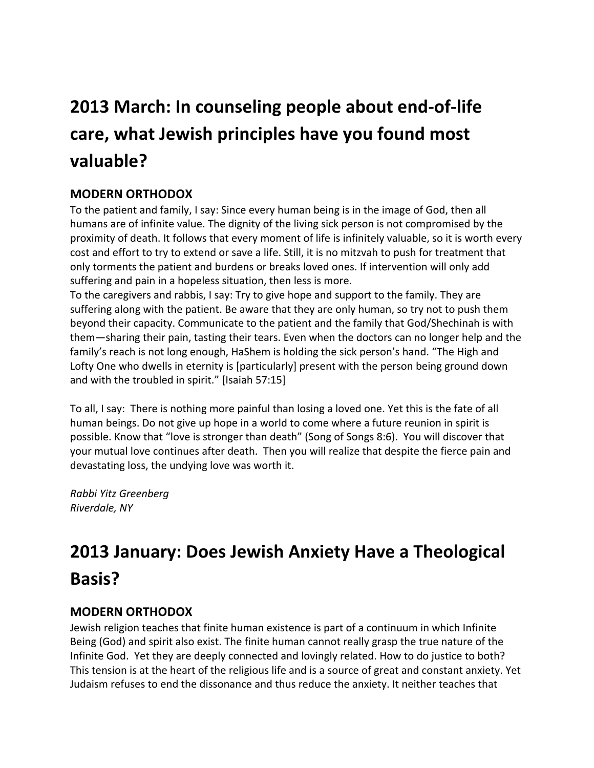# 2013 March: In counseling people about end-of-life care, what Jewish principles have you found most valuable?

### MODERN ORTHODOX

To the patient and family, I say: Since every human being is in the image of God, then all humans are of infinite value. The dignity of the living sick person is not compromised by the proximity of death. It follows that every moment of life is infinitely valuable, so it is worth every cost and effort to try to extend or save a life. Still, it is no mitzvah to push for treatment that only torments the patient and burdens or breaks loved ones. If intervention will only add suffering and pain in a hopeless situation, then less is more.

To the caregivers and rabbis, I say: Try to give hope and support to the family. They are suffering along with the patient. Be aware that they are only human, so try not to push them beyond their capacity. Communicate to the patient and the family that God/Shechinah is with them—sharing their pain, tasting their tears. Even when the doctors can no longer help and the family's reach is not long enough, HaShem is holding the sick person's hand. "The High and Lofty One who dwells in eternity is [particularly] present with the person being ground down and with the troubled in spirit." [Isaiah 57:15]

To all, I say: There is nothing more painful than losing a loved one. Yet this is the fate of all human beings. Do not give up hope in a world to come where a future reunion in spirit is possible. Know that "love is stronger than death" (Song of Songs 8:6). You will discover that your mutual love continues after death. Then you will realize that despite the fierce pain and devastating loss, the undying love was worth it.

*Rabbi Yitz Greenberg*
*Riverdale, NY*

# 2013 January: Does Jewish Anxiety Have a Theological Basis?

### MODERN ORTHODOX

Jewish religion teaches that finite human existence is part of a continuum in which Infinite Being (God) and spirit also exist. The finite human cannot really grasp the true nature of the Infinite God. Yet they are deeply connected and lovingly related. How to do justice to both? This tension is at the heart of the religious life and is a source of great and constant anxiety. Yet Judaism refuses to end the dissonance and thus reduce the anxiety. It neither teaches that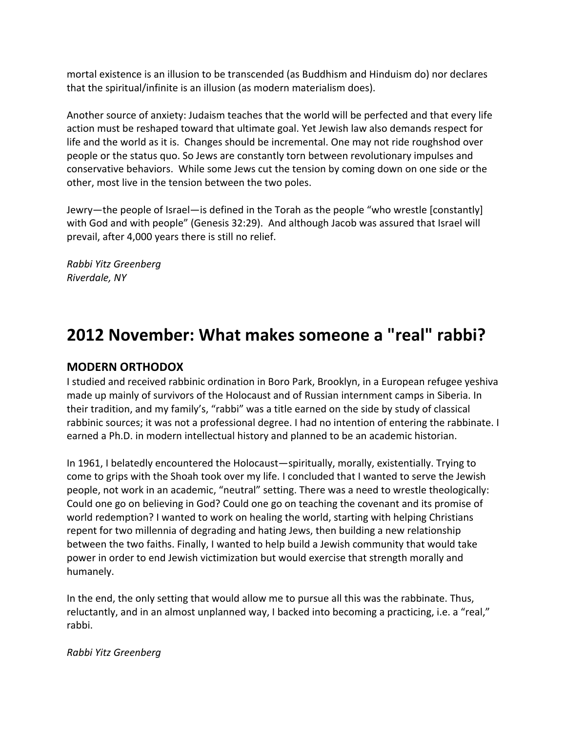mortal existence is an illusion to be transcended (as Buddhism and Hinduism do) nor declares that the spiritual/infinite is an illusion (as modern materialism does).

Another source of anxiety: Judaism teaches that the world will be perfected and that every life action must be reshaped toward that ultimate goal. Yet Jewish law also demands respect for life and the world as it is. Changes should be incremental. One may not ride roughshod over people or the status quo. So Jews are constantly torn between revolutionary impulses and conservative behaviors. While some Jews cut the tension by coming down on one side or the other, most live in the tension between the two poles.

Jewry—the people of Israel—is defined in the Torah as the people "who wrestle [constantly] with God and with people" (Genesis 32:29). And although Jacob was assured that Israel will prevail, after 4,000 years there is still no relief.

*Rabbi Yitz Greenberg*
*Riverdale, NY*

# 2012 November: What makes someone a "real" rabbi?

## MODERN ORTHODOX

I studied and received rabbinic ordination in Boro Park, Brooklyn, in a European refugee yeshiva made up mainly of survivors of the Holocaust and of Russian internment camps in Siberia. In their tradition, and my family's, "rabbi" was a title earned on the side by study of classical rabbinic sources; it was not a professional degree. I had no intention of entering the rabbinate. I earned a Ph.D. in modern intellectual history and planned to be an academic historian.

In 1961, I belatedly encountered the Holocaust—spiritually, morally, existentially. Trying to come to grips with the Shoah took over my life. I concluded that I wanted to serve the Jewish people, not work in an academic, "neutral" setting. There was a need to wrestle theologically: Could one go on believing in God? Could one go on teaching the covenant and its promise of world redemption? I wanted to work on healing the world, starting with helping Christians repent for two millennia of degrading and hating Jews, then building a new relationship between the two faiths. Finally, I wanted to help build a Jewish community that would take power in order to end Jewish victimization but would exercise that strength morally and humanely.

In the end, the only setting that would allow me to pursue all this was the rabbinate. Thus, reluctantly, and in an almost unplanned way, I backed into becoming a practicing, i.e. a "real," rabbi.

*Rabbi Yitz Greenberg*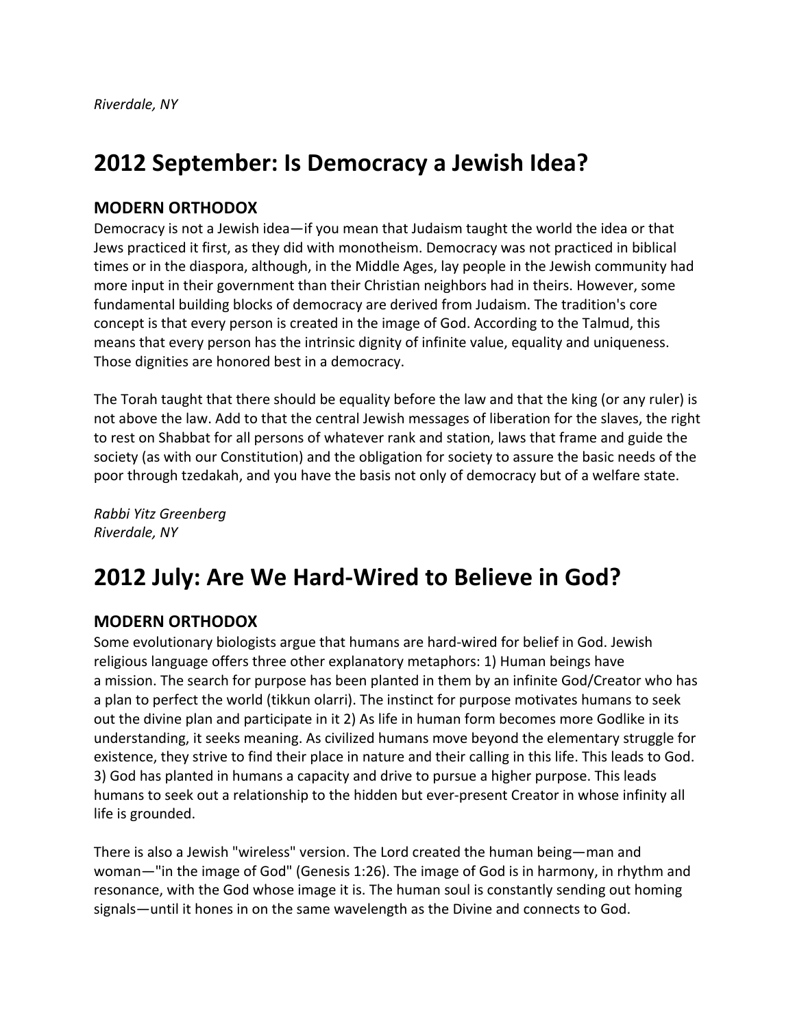*Riverdale, NY*

# 2012 September: Is Democracy a Jewish Idea?

### MODERN ORTHODOX

Democracy is not a Jewish idea—if you mean that Judaism taught the world the idea or that Jews practiced it first, as they did with monotheism. Democracy was not practiced in biblical times or in the diaspora, although, in the Middle Ages, lay people in the Jewish community had more input in their government than their Christian neighbors had in theirs. However, some fundamental building blocks of democracy are derived from Judaism. The tradition's core concept is that every person is created in the image of God. According to the Talmud, this means that every person has the intrinsic dignity of infinite value, equality and uniqueness. Those dignities are honored best in a democracy.

The Torah taught that there should be equality before the law and that the king (or any ruler) is not above the law. Add to that the central Jewish messages of liberation for the slaves, the right to rest on Shabbat for all persons of whatever rank and station, laws that frame and guide the society (as with our Constitution) and the obligation for society to assure the basic needs of the poor through tzedakah, and you have the basis not only of democracy but of a welfare state.

*Rabbi Yitz Greenberg*
*Riverdale, NY*

# 2012 July: Are We Hard-Wired to Believe in God?

### MODERN ORTHODOX

Some evolutionary biologists argue that humans are hard-wired for belief in God. Jewish religious language offers three other explanatory metaphors: 1) Human beings have a mission. The search for purpose has been planted in them by an infinite God/Creator who has a plan to perfect the world (tikkun olarri). The instinct for purpose motivates humans to seek out the divine plan and participate in it 2) As life in human form becomes more Godlike in its understanding, it seeks meaning. As civilized humans move beyond the elementary struggle for existence, they strive to find their place in nature and their calling in this life. This leads to God. 3) God has planted in humans a capacity and drive to pursue a higher purpose. This leads humans to seek out a relationship to the hidden but ever-present Creator in whose infinity all life is grounded.

There is also a Jewish "wireless" version. The Lord created the human being—man and woman—"in the image of God" (Genesis 1:26). The image of God is in harmony, in rhythm and resonance, with the God whose image it is. The human soul is constantly sending out homing signals—until it hones in on the same wavelength as the Divine and connects to God.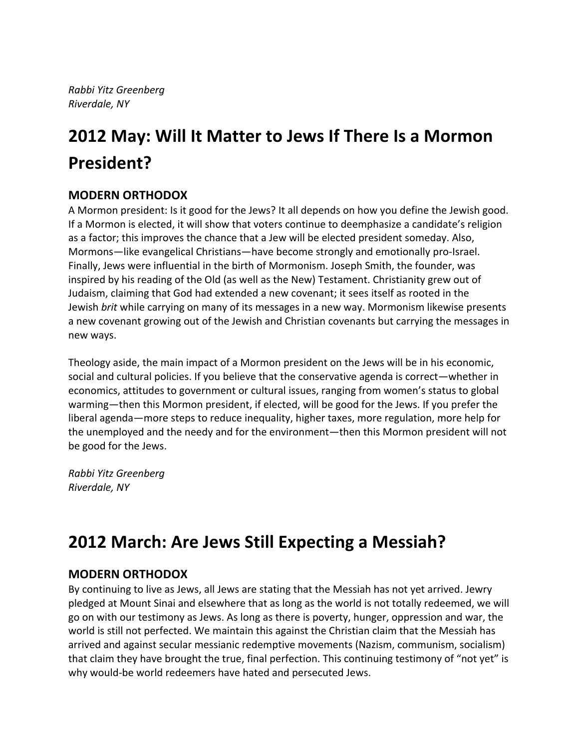*Rabbi Yitz Greenberg*
*Riverdale, NY*

# 2012 May: Will It Matter to Jews If There Is a Mormon President?

### MODERN ORTHODOX

A Mormon president: Is it good for the Jews? It all depends on how you define the Jewish good. If a Mormon is elected, it will show that voters continue to deemphasize a candidate's religion as a factor; this improves the chance that a Jew will be elected president someday. Also, Mormons—like evangelical Christians—have become strongly and emotionally pro-Israel. Finally, Jews were influential in the birth of Mormonism. Joseph Smith, the founder, was inspired by his reading of the Old (as well as the New) Testament. Christianity grew out of Judaism, claiming that God had extended a new covenant; it sees itself as rooted in the Jewish *brit* while carrying on many of its messages in a new way. Mormonism likewise presents a new covenant growing out of the Jewish and Christian covenants but carrying the messages in new ways.

Theology aside, the main impact of a Mormon president on the Jews will be in his economic, social and cultural policies. If you believe that the conservative agenda is correct—whether in economics, attitudes to government or cultural issues, ranging from women's status to global warming—then this Mormon president, if elected, will be good for the Jews. If you prefer the liberal agenda—more steps to reduce inequality, higher taxes, more regulation, more help for the unemployed and the needy and for the environment—then this Mormon president will not be good for the Jews.

*Rabbi Yitz Greenberg*
*Riverdale, NY*

# 2012 March: Are Jews Still Expecting a Messiah?

### MODERN ORTHODOX

By continuing to live as Jews, all Jews are stating that the Messiah has not yet arrived. Jewry pledged at Mount Sinai and elsewhere that as long as the world is not totally redeemed, we will go on with our testimony as Jews. As long as there is poverty, hunger, oppression and war, the world is still not perfected. We maintain this against the Christian claim that the Messiah has arrived and against secular messianic redemptive movements (Nazism, communism, socialism) that claim they have brought the true, final perfection. This continuing testimony of "not yet" is why would-be world redeemers have hated and persecuted Jews.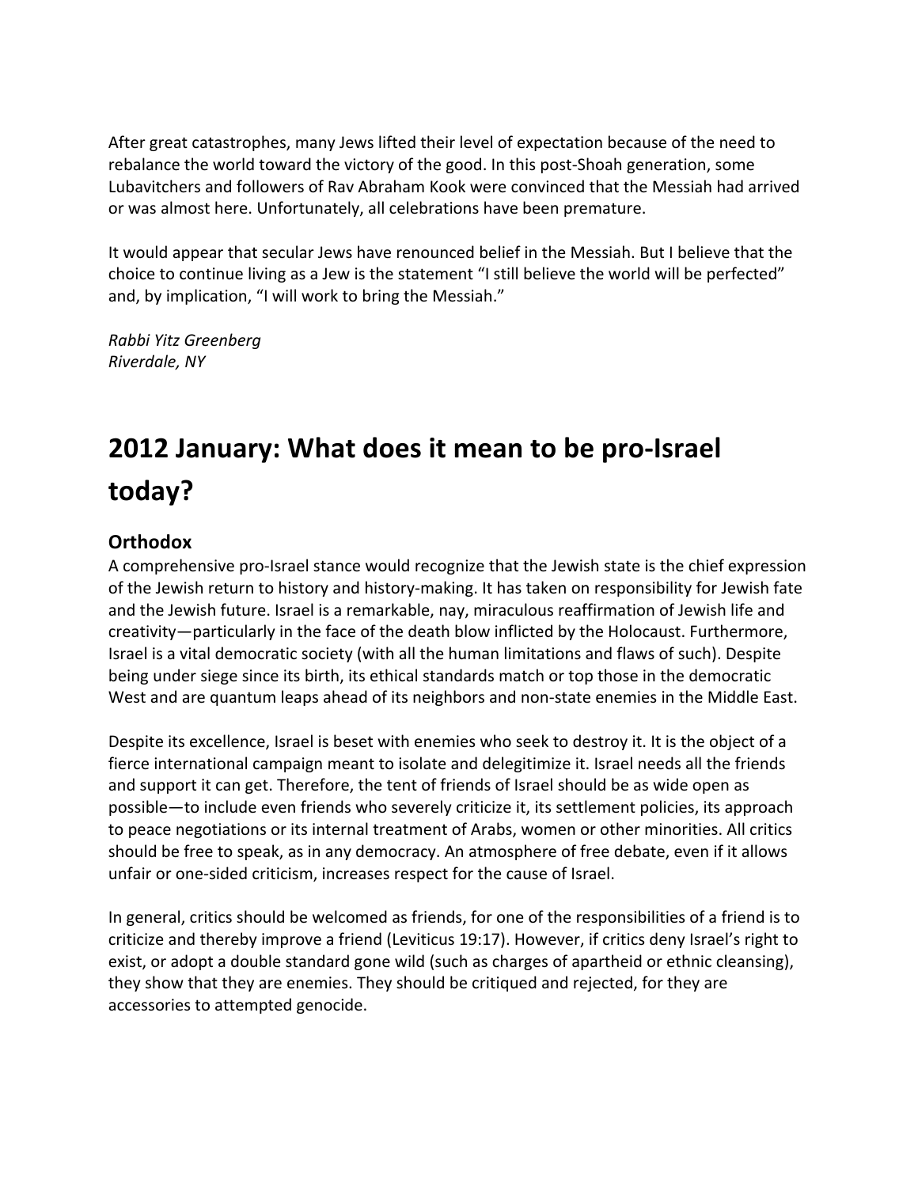After great catastrophes, many Jews lifted their level of expectation because of the need to rebalance the world toward the victory of the good. In this post-Shoah generation, some Lubavitchers and followers of Rav Abraham Kook were convinced that the Messiah had arrived or was almost here. Unfortunately, all celebrations have been premature.

It would appear that secular Jews have renounced belief in the Messiah. But I believe that the choice to continue living as a Jew is the statement "I still believe the world will be perfected" and, by implication, "I will work to bring the Messiah."

*Rabbi Yitz Greenberg*
*Riverdale, NY*

# 2012 January: What does it mean to be pro-Israel today?

## Orthodox

A comprehensive pro-Israel stance would recognize that the Jewish state is the chief expression of the Jewish return to history and history-making. It has taken on responsibility for Jewish fate and the Jewish future. Israel is a remarkable, nay, miraculous reaffirmation of Jewish life and creativity—particularly in the face of the death blow inflicted by the Holocaust. Furthermore, Israel is a vital democratic society (with all the human limitations and flaws of such). Despite being under siege since its birth, its ethical standards match or top those in the democratic West and are quantum leaps ahead of its neighbors and non-state enemies in the Middle East.

Despite its excellence, Israel is beset with enemies who seek to destroy it. It is the object of a fierce international campaign meant to isolate and delegitimize it. Israel needs all the friends and support it can get. Therefore, the tent of friends of Israel should be as wide open as possible—to include even friends who severely criticize it, its settlement policies, its approach to peace negotiations or its internal treatment of Arabs, women or other minorities. All critics should be free to speak, as in any democracy. An atmosphere of free debate, even if it allows unfair or one-sided criticism, increases respect for the cause of Israel.

In general, critics should be welcomed as friends, for one of the responsibilities of a friend is to criticize and thereby improve a friend (Leviticus 19:17). However, if critics deny Israel's right to exist, or adopt a double standard gone wild (such as charges of apartheid or ethnic cleansing), they show that they are enemies. They should be critiqued and rejected, for they are accessories to attempted genocide.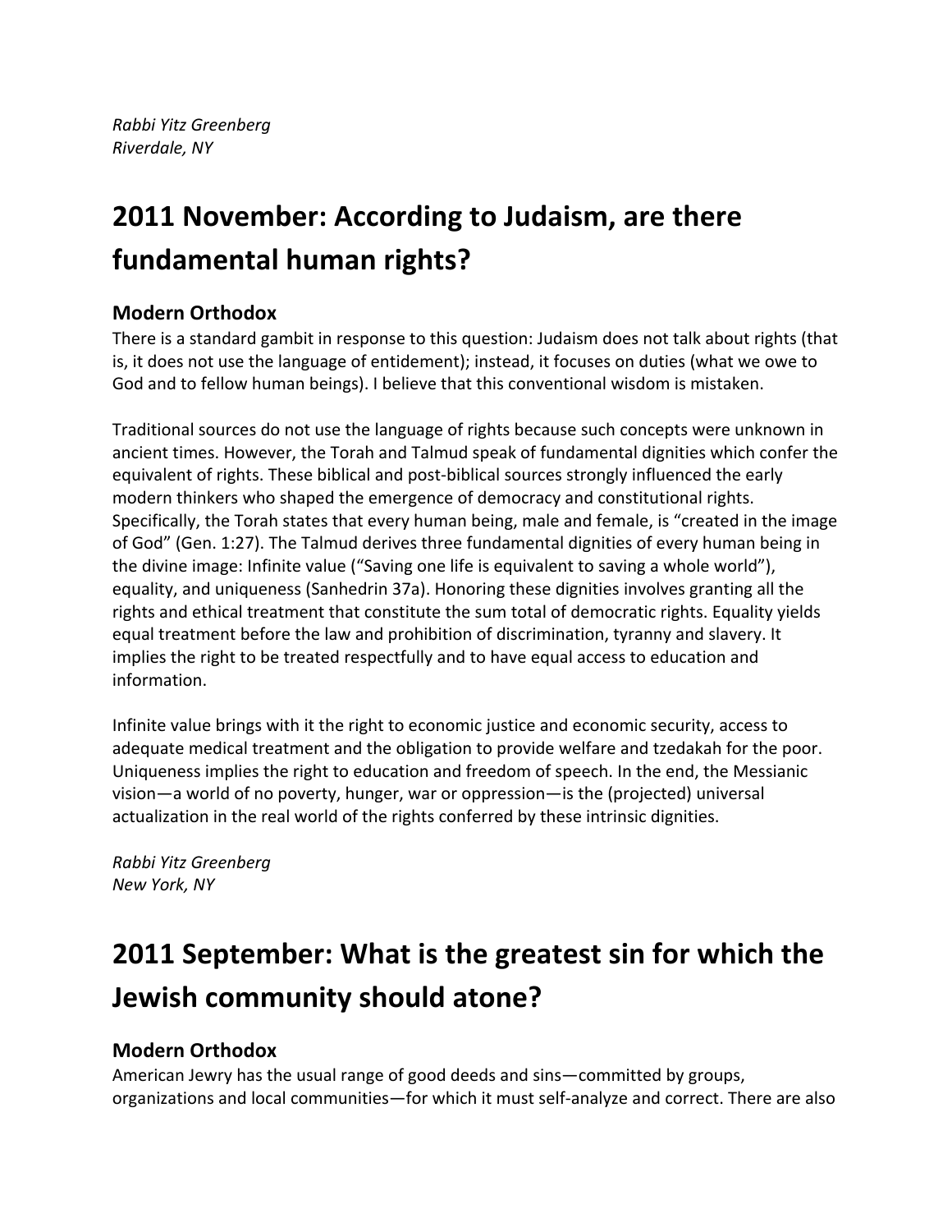*Rabbi Yitz Greenberg*
*Riverdale, NY*

# 2011 November: According to Judaism, are there fundamental human rights?

### Modern Orthodox

There is a standard gambit in response to this question: Judaism does not talk about rights (that is, it does not use the language of entidement); instead, it focuses on duties (what we owe to God and to fellow human beings). I believe that this conventional wisdom is mistaken.

Traditional sources do not use the language of rights because such concepts were unknown in ancient times. However, the Torah and Talmud speak of fundamental dignities which confer the equivalent of rights. These biblical and post-biblical sources strongly influenced the early modern thinkers who shaped the emergence of democracy and constitutional rights. Specifically, the Torah states that every human being, male and female, is "created in the image of God" (Gen. 1:27). The Talmud derives three fundamental dignities of every human being in the divine image: Infinite value ("Saving one life is equivalent to saving a whole world"), equality, and uniqueness (Sanhedrin 37a). Honoring these dignities involves granting all the rights and ethical treatment that constitute the sum total of democratic rights. Equality yields equal treatment before the law and prohibition of discrimination, tyranny and slavery. It implies the right to be treated respectfully and to have equal access to education and information.

Infinite value brings with it the right to economic justice and economic security, access to adequate medical treatment and the obligation to provide welfare and tzedakah for the poor. Uniqueness implies the right to education and freedom of speech. In the end, the Messianic vision—a world of no poverty, hunger, war or oppression—is the (projected) universal actualization in the real world of the rights conferred by these intrinsic dignities.

*Rabbi Yitz Greenberg*
*New York, NY*

# 2011 September: What is the greatest sin for which the Jewish community should atone?

### Modern Orthodox

American Jewry has the usual range of good deeds and sins—committed by groups, organizations and local communities—for which it must self-analyze and correct. There are also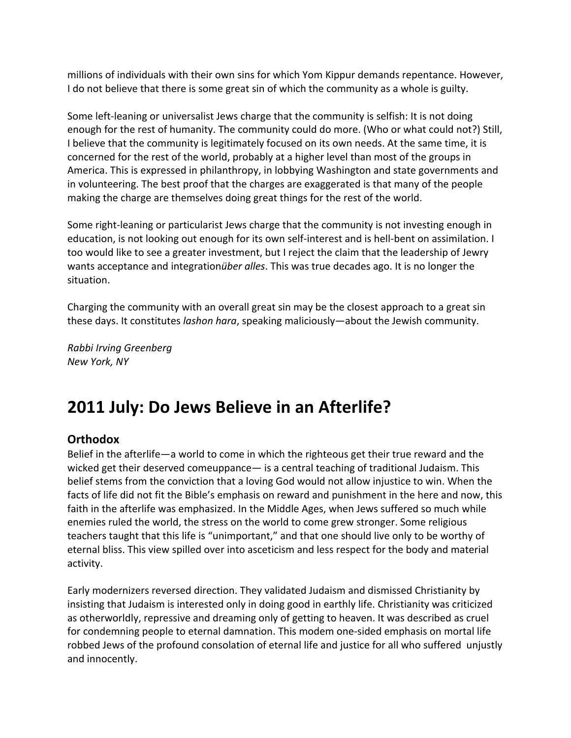millions of individuals with their own sins for which Yom Kippur demands repentance. However, I do not believe that there is some great sin of which the community as a whole is guilty.

Some left-leaning or universalist Jews charge that the community is selfish: It is not doing enough for the rest of humanity. The community could do more. (Who or what could not?) Still, I believe that the community is legitimately focused on its own needs. At the same time, it is concerned for the rest of the world, probably at a higher level than most of the groups in America. This is expressed in philanthropy, in lobbying Washington and state governments and in volunteering. The best proof that the charges are exaggerated is that many of the people making the charge are themselves doing great things for the rest of the world.

Some right-leaning or particularist Jews charge that the community is not investing enough in education, is not looking out enough for its own self-interest and is hell-bent on assimilation. I too would like to see a greater investment, but I reject the claim that the leadership of Jewry wants acceptance and integration*über alles*. This was true decades ago. It is no longer the situation.

Charging the community with an overall great sin may be the closest approach to a great sin these days. It constitutes *lashon hara*, speaking maliciously—about the Jewish community.

*Rabbi Irving Greenberg*
*New York, NY*

# 2011 July: Do Jews Believe in an Afterlife?

## Orthodox

Belief in the afterlife—a world to come in which the righteous get their true reward and the wicked get their deserved comeuppance— is a central teaching of traditional Judaism. This belief stems from the conviction that a loving God would not allow injustice to win. When the facts of life did not fit the Bible's emphasis on reward and punishment in the here and now, this faith in the afterlife was emphasized. In the Middle Ages, when Jews suffered so much while enemies ruled the world, the stress on the world to come grew stronger. Some religious teachers taught that this life is "unimportant," and that one should live only to be worthy of eternal bliss. This view spilled over into asceticism and less respect for the body and material activity.

Early modernizers reversed direction. They validated Judaism and dismissed Christianity by insisting that Judaism is interested only in doing good in earthly life. Christianity was criticized as otherworldly, repressive and dreaming only of getting to heaven. It was described as cruel for condemning people to eternal damnation. This modem one-sided emphasis on mortal life robbed Jews of the profound consolation of eternal life and justice for all who suffered unjustly and innocently.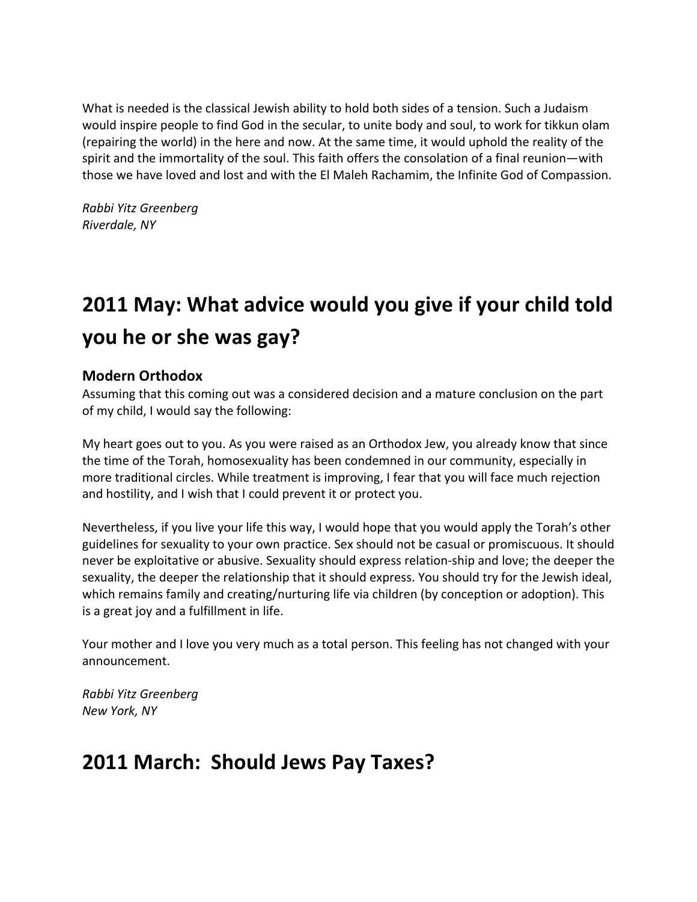What is needed is the classical Jewish ability to hold both sides of a tension. Such a Judaism would inspire people to find God in the secular, to unite body and soul, to work for tikkun olam (repairing the world) in the here and now. At the same time, it would uphold the reality of the spirit and the immortality of the soul. This faith offers the consolation of a final reunion—with those we have loved and lost and with the El Maleh Rachamim, the Infinite God of Compassion.

*Rabbi Yitz Greenberg*
*Riverdale, NY*

# 2011 May: What advice would you give if your child told you he or she was gay?

### Modern Orthodox

Assuming that this coming out was a considered decision and a mature conclusion on the part of my child, I would say the following:

My heart goes out to you. As you were raised as an Orthodox Jew, you already know that since the time of the Torah, homosexuality has been condemned in our community, especially in more traditional circles. While treatment is improving, I fear that you will face much rejection and hostility, and I wish that I could prevent it or protect you.

Nevertheless, if you live your life this way, I would hope that you would apply the Torah's other guidelines for sexuality to your own practice. Sex should not be casual or promiscuous. It should never be exploitative or abusive. Sexuality should express relation-ship and love; the deeper the sexuality, the deeper the relationship that it should express. You should try for the Jewish ideal, which remains family and creating/nurturing life via children (by conception or adoption). This is a great joy and a fulfillment in life.

Your mother and I love you very much as a total person. This feeling has not changed with your announcement.

*Rabbi Yitz Greenberg*
*New York, NY*

# 2011 March: Should Jews Pay Taxes?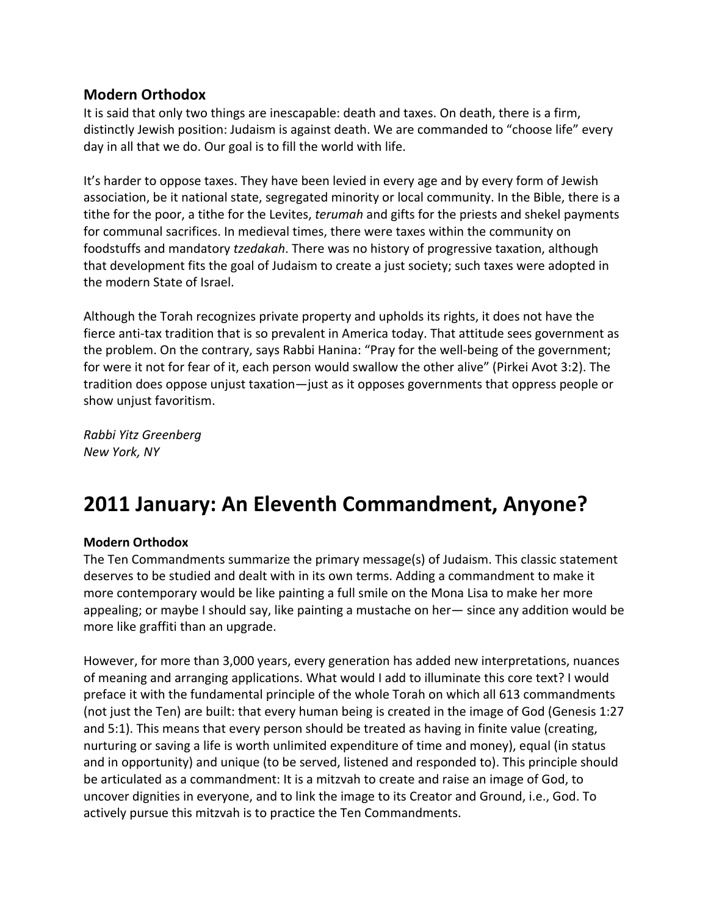### Modern Orthodox

It is said that only two things are inescapable: death and taxes. On death, there is a firm, distinctly Jewish position: Judaism is against death. We are commanded to "choose life" every day in all that we do. Our goal is to fill the world with life.

It's harder to oppose taxes. They have been levied in every age and by every form of Jewish association, be it national state, segregated minority or local community. In the Bible, there is a tithe for the poor, a tithe for the Levites, *terumah* and gifts for the priests and shekel payments for communal sacrifices. In medieval times, there were taxes within the community on foodstuffs and mandatory *tzedakah*. There was no history of progressive taxation, although that development fits the goal of Judaism to create a just society; such taxes were adopted in the modern State of Israel.

Although the Torah recognizes private property and upholds its rights, it does not have the fierce anti-tax tradition that is so prevalent in America today. That attitude sees government as the problem. On the contrary, says Rabbi Hanina: "Pray for the well-being of the government; for were it not for fear of it, each person would swallow the other alive" (Pirkei Avot 3:2). The tradition does oppose unjust taxation—just as it opposes governments that oppress people or show unjust favoritism.

*Rabbi Yitz Greenberg*
*New York, NY*

# 2011 January: An Eleventh Commandment, Anyone?

### Modern Orthodox

The Ten Commandments summarize the primary message(s) of Judaism. This classic statement deserves to be studied and dealt with in its own terms. Adding a commandment to make it more contemporary would be like painting a full smile on the Mona Lisa to make her more appealing; or maybe I should say, like painting a mustache on her— since any addition would be more like graffiti than an upgrade.

However, for more than 3,000 years, every generation has added new interpretations, nuances of meaning and arranging applications. What would I add to illuminate this core text? I would preface it with the fundamental principle of the whole Torah on which all 613 commandments (not just the Ten) are built: that every human being is created in the image of God (Genesis 1:27 and 5:1). This means that every person should be treated as having in finite value (creating, nurturing or saving a life is worth unlimited expenditure of time and money), equal (in status and in opportunity) and unique (to be served, listened and responded to). This principle should be articulated as a commandment: It is a mitzvah to create and raise an image of God, to uncover dignities in everyone, and to link the image to its Creator and Ground, i.e., God. To actively pursue this mitzvah is to practice the Ten Commandments.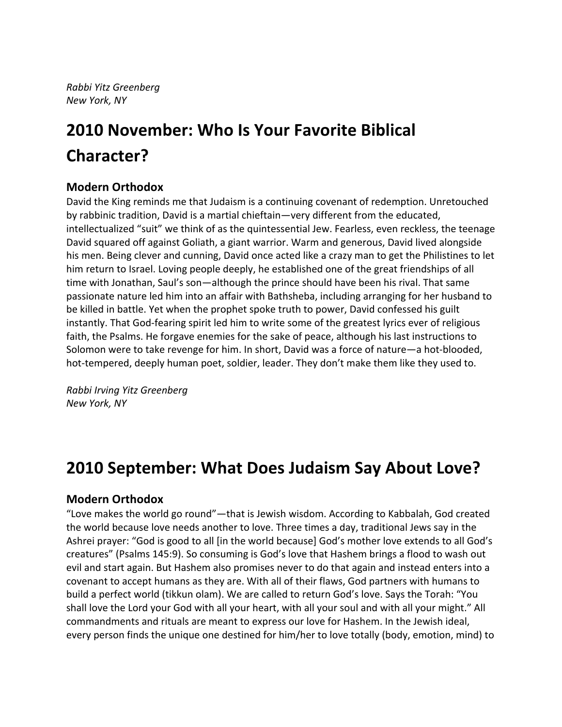*Rabbi Yitz Greenberg*
*New York, NY*

# 2010 November: Who Is Your Favorite Biblical Character?

### Modern Orthodox

David the King reminds me that Judaism is a continuing covenant of redemption. Unretouched by rabbinic tradition, David is a martial chieftain—very different from the educated, intellectualized “suit” we think of as the quintessential Jew. Fearless, even reckless, the teenage David squared off against Goliath, a giant warrior. Warm and generous, David lived alongside his men. Being clever and cunning, David once acted like a crazy man to get the Philistines to let him return to Israel. Loving people deeply, he established one of the great friendships of all time with Jonathan, Saul’s son—although the prince should have been his rival. That same passionate nature led him into an affair with Bathsheba, including arranging for her husband to be killed in battle. Yet when the prophet spoke truth to power, David confessed his guilt instantly. That God-fearing spirit led him to write some of the greatest lyrics ever of religious faith, the Psalms. He forgave enemies for the sake of peace, although his last instructions to Solomon were to take revenge for him. In short, David was a force of nature—a hot-blooded, hot-tempered, deeply human poet, soldier, leader. They don’t make them like they used to.

*Rabbi Irving Yitz Greenberg*
*New York, NY*

# 2010 September: What Does Judaism Say About Love?

### Modern Orthodox

“Love makes the world go round”—that is Jewish wisdom. According to Kabbalah, God created the world because love needs another to love. Three times a day, traditional Jews say in the Ashrei prayer: “God is good to all [in the world because] God’s mother love extends to all God’s creatures” (Psalms 145:9). So consuming is God’s love that Hashem brings a flood to wash out evil and start again. But Hashem also promises never to do that again and instead enters into a covenant to accept humans as they are. With all of their flaws, God partners with humans to build a perfect world (tikkun olam). We are called to return God’s love. Says the Torah: “You shall love the Lord your God with all your heart, with all your soul and with all your might.” All commandments and rituals are meant to express our love for Hashem. In the Jewish ideal, every person finds the unique one destined for him/her to love totally (body, emotion, mind) to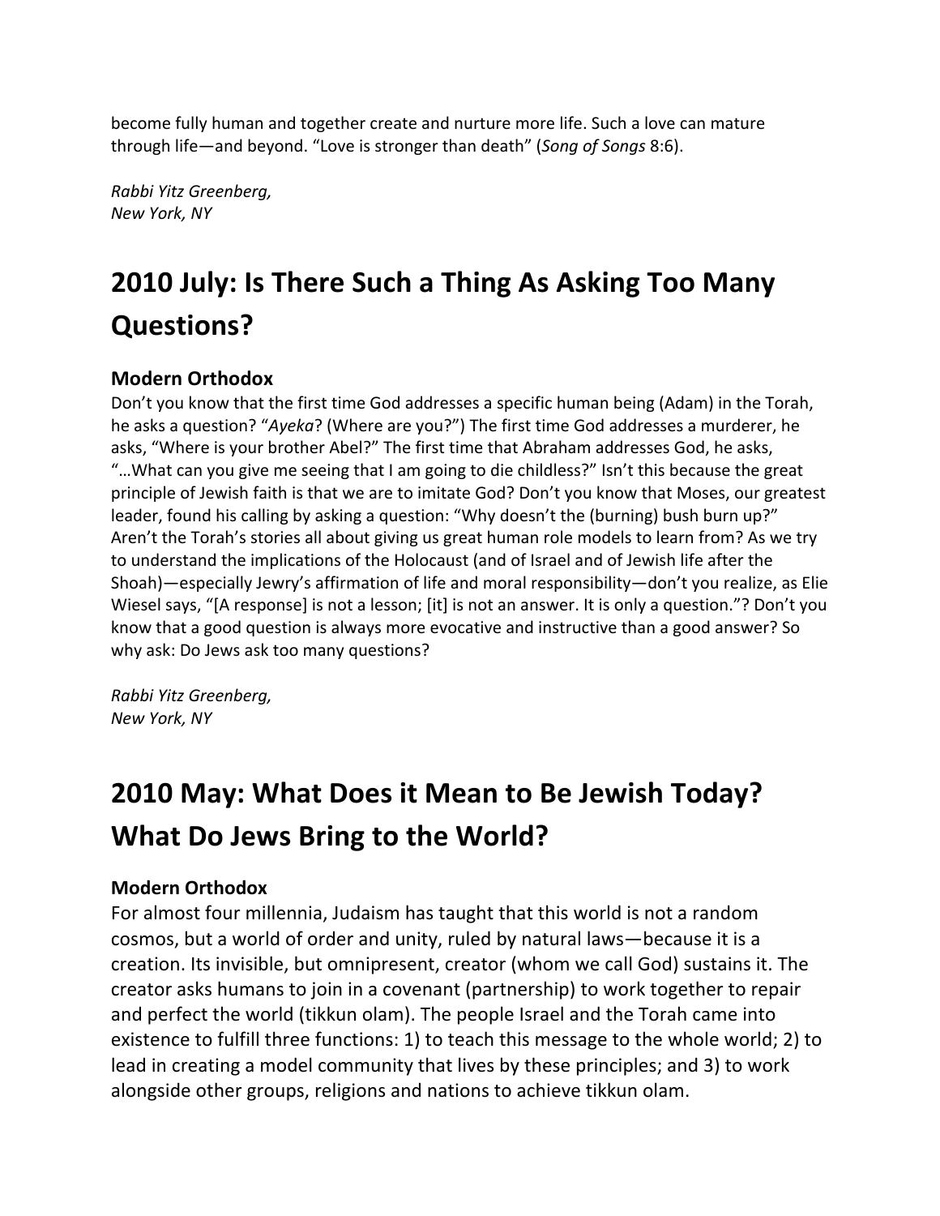become fully human and together create and nurture more life. Such a love can mature through life—and beyond. "Love is stronger than death" (*Song of Songs* 8:6).

*Rabbi Yitz Greenberg,*
*New York, NY*

# 2010 July: Is There Such a Thing As Asking Too Many Questions?

### Modern Orthodox

Don't you know that the first time God addresses a specific human being (Adam) in the Torah, he asks a question? "*Ayeka*? (Where are you?") The first time God addresses a murderer, he asks, "Where is your brother Abel?" The first time that Abraham addresses God, he asks, "…What can you give me seeing that I am going to die childless?" Isn't this because the great principle of Jewish faith is that we are to imitate God? Don't you know that Moses, our greatest leader, found his calling by asking a question: "Why doesn't the (burning) bush burn up?" Aren't the Torah's stories all about giving us great human role models to learn from? As we try to understand the implications of the Holocaust (and of Israel and of Jewish life after the Shoah)—especially Jewry's affirmation of life and moral responsibility—don't you realize, as Elie Wiesel says, "[A response] is not a lesson; [it] is not an answer. It is only a question."? Don't you know that a good question is always more evocative and instructive than a good answer? So why ask: Do Jews ask too many questions?

*Rabbi Yitz Greenberg,*
*New York, NY*

# 2010 May: What Does it Mean to Be Jewish Today? What Do Jews Bring to the World?

### Modern Orthodox

For almost four millennia, Judaism has taught that this world is not a random cosmos, but a world of order and unity, ruled by natural laws—because it is a creation. Its invisible, but omnipresent, creator (whom we call God) sustains it. The creator asks humans to join in a covenant (partnership) to work together to repair and perfect the world (tikkun olam). The people Israel and the Torah came into existence to fulfill three functions: 1) to teach this message to the whole world; 2) to lead in creating a model community that lives by these principles; and 3) to work alongside other groups, religions and nations to achieve tikkun olam.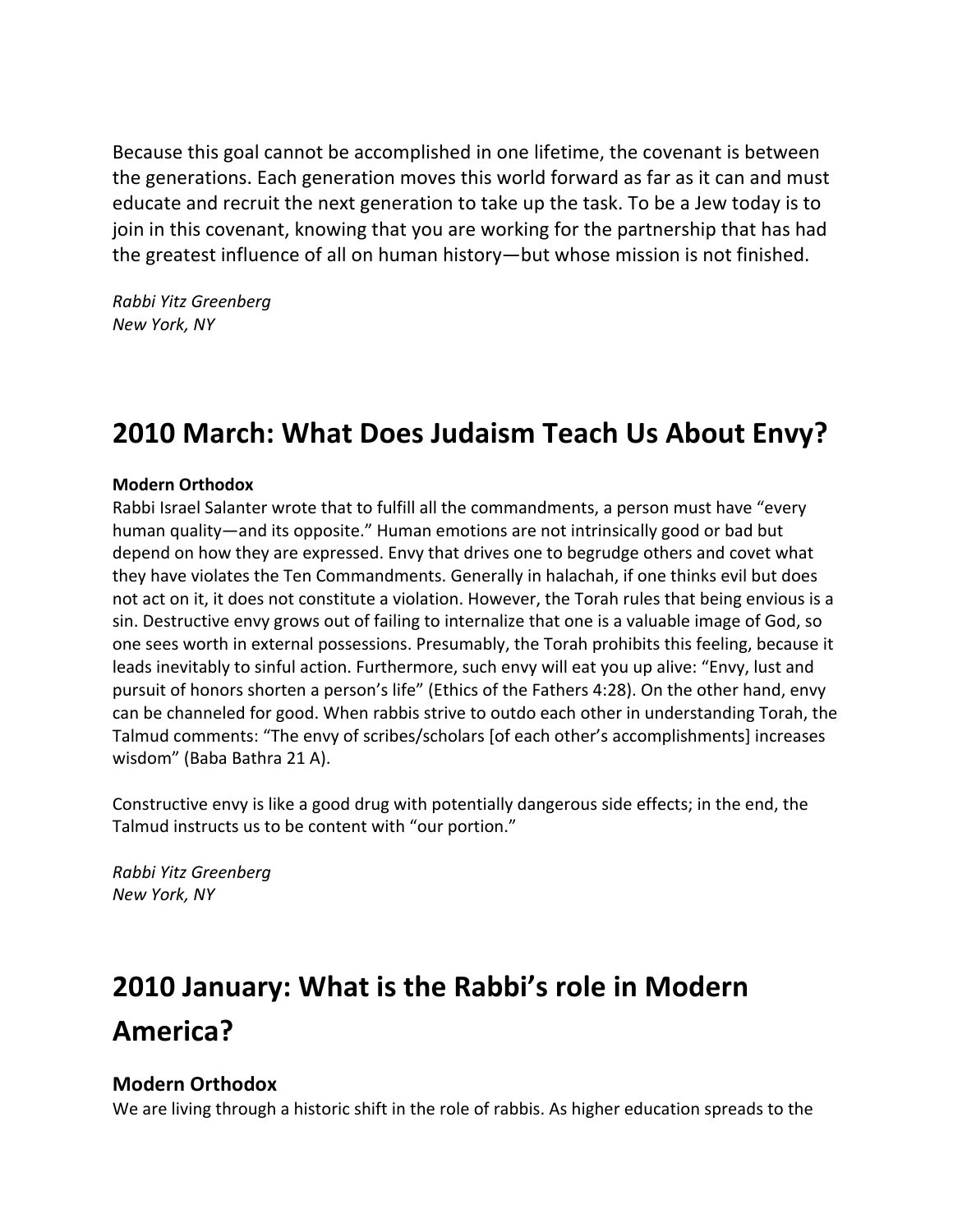Because this goal cannot be accomplished in one lifetime, the covenant is between the generations. Each generation moves this world forward as far as it can and must educate and recruit the next generation to take up the task. To be a Jew today is to join in this covenant, knowing that you are working for the partnership that has had the greatest influence of all on human history—but whose mission is not finished.

*Rabbi Yitz Greenberg*
*New York, NY*

# 2010 March: What Does Judaism Teach Us About Envy?

**Modern Orthodox**
Rabbi Israel Salanter wrote that to fulfill all the commandments, a person must have "every human quality—and its opposite." Human emotions are not intrinsically good or bad but depend on how they are expressed. Envy that drives one to begrudge others and covet what they have violates the Ten Commandments. Generally in halachah, if one thinks evil but does not act on it, it does not constitute a violation. However, the Torah rules that being envious is a sin. Destructive envy grows out of failing to internalize that one is a valuable image of God, so one sees worth in external possessions. Presumably, the Torah prohibits this feeling, because it leads inevitably to sinful action. Furthermore, such envy will eat you up alive: "Envy, lust and pursuit of honors shorten a person's life" (Ethics of the Fathers 4:28). On the other hand, envy can be channeled for good. When rabbis strive to outdo each other in understanding Torah, the Talmud comments: "The envy of scribes/scholars [of each other's accomplishments] increases wisdom" (Baba Bathra 21 A).

Constructive envy is like a good drug with potentially dangerous side effects; in the end, the Talmud instructs us to be content with "our portion."

*Rabbi Yitz Greenberg*
*New York, NY*

# 2010 January: What is the Rabbi's role in Modern America?

## Modern Orthodox

We are living through a historic shift in the role of rabbis. As higher education spreads to the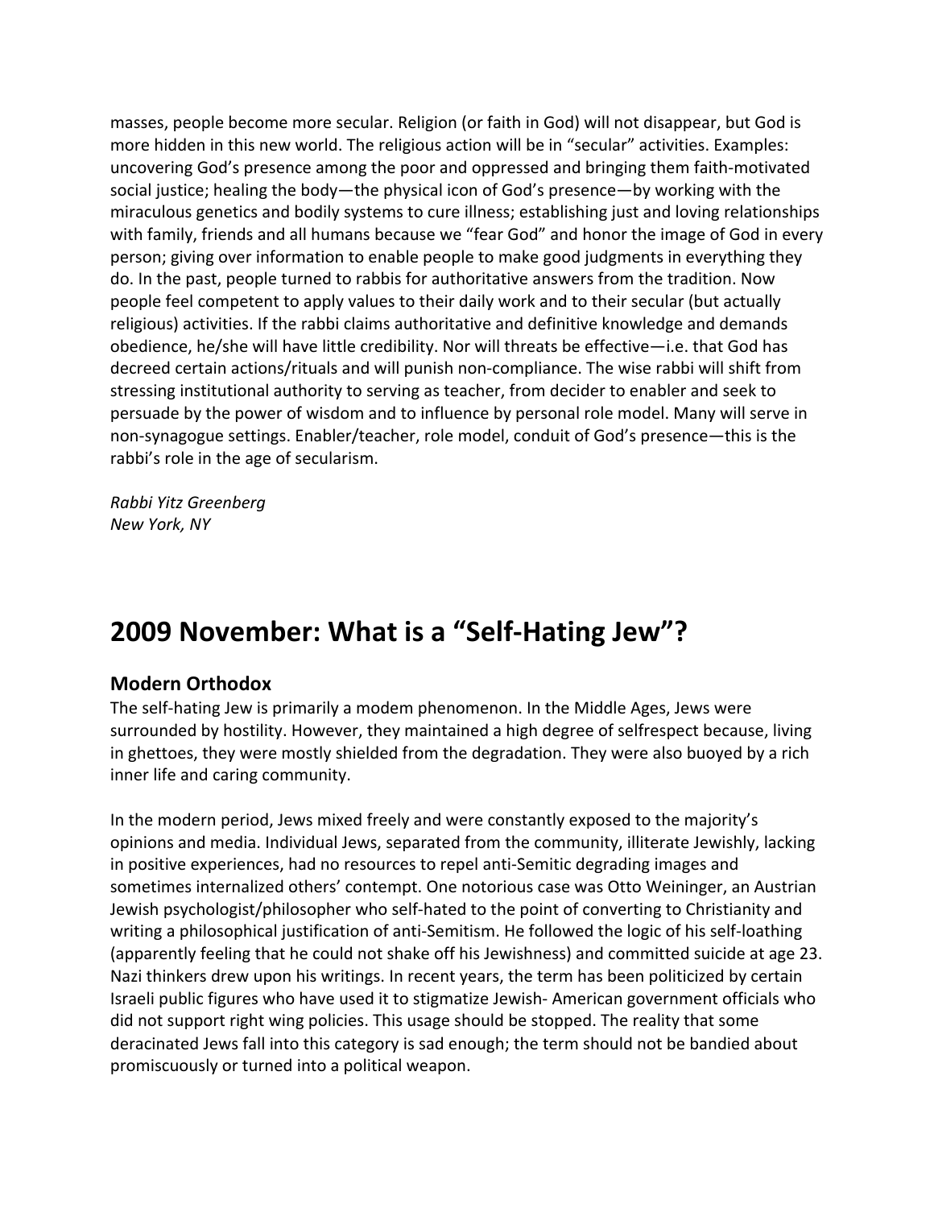masses, people become more secular. Religion (or faith in God) will not disappear, but God is more hidden in this new world. The religious action will be in "secular" activities. Examples: uncovering God's presence among the poor and oppressed and bringing them faith-motivated social justice; healing the body—the physical icon of God's presence—by working with the miraculous genetics and bodily systems to cure illness; establishing just and loving relationships with family, friends and all humans because we "fear God" and honor the image of God in every person; giving over information to enable people to make good judgments in everything they do. In the past, people turned to rabbis for authoritative answers from the tradition. Now people feel competent to apply values to their daily work and to their secular (but actually religious) activities. If the rabbi claims authoritative and definitive knowledge and demands obedience, he/she will have little credibility. Nor will threats be effective—i.e. that God has decreed certain actions/rituals and will punish non-compliance. The wise rabbi will shift from stressing institutional authority to serving as teacher, from decider to enabler and seek to persuade by the power of wisdom and to influence by personal role model. Many will serve in non-synagogue settings. Enabler/teacher, role model, conduit of God's presence—this is the rabbi's role in the age of secularism.

*Rabbi Yitz Greenberg*
*New York, NY*

# 2009 November: What is a "Self-Hating Jew"?

## Modern Orthodox

The self-hating Jew is primarily a modem phenomenon. In the Middle Ages, Jews were surrounded by hostility. However, they maintained a high degree of selfrespect because, living in ghettoes, they were mostly shielded from the degradation. They were also buoyed by a rich inner life and caring community.

In the modern period, Jews mixed freely and were constantly exposed to the majority's opinions and media. Individual Jews, separated from the community, illiterate Jewishly, lacking in positive experiences, had no resources to repel anti-Semitic degrading images and sometimes internalized others' contempt. One notorious case was Otto Weininger, an Austrian Jewish psychologist/philosopher who self-hated to the point of converting to Christianity and writing a philosophical justification of anti-Semitism. He followed the logic of his self-loathing (apparently feeling that he could not shake off his Jewishness) and committed suicide at age 23. Nazi thinkers drew upon his writings. In recent years, the term has been politicized by certain Israeli public figures who have used it to stigmatize Jewish- American government officials who did not support right wing policies. This usage should be stopped. The reality that some deracinated Jews fall into this category is sad enough; the term should not be bandied about promiscuously or turned into a political weapon.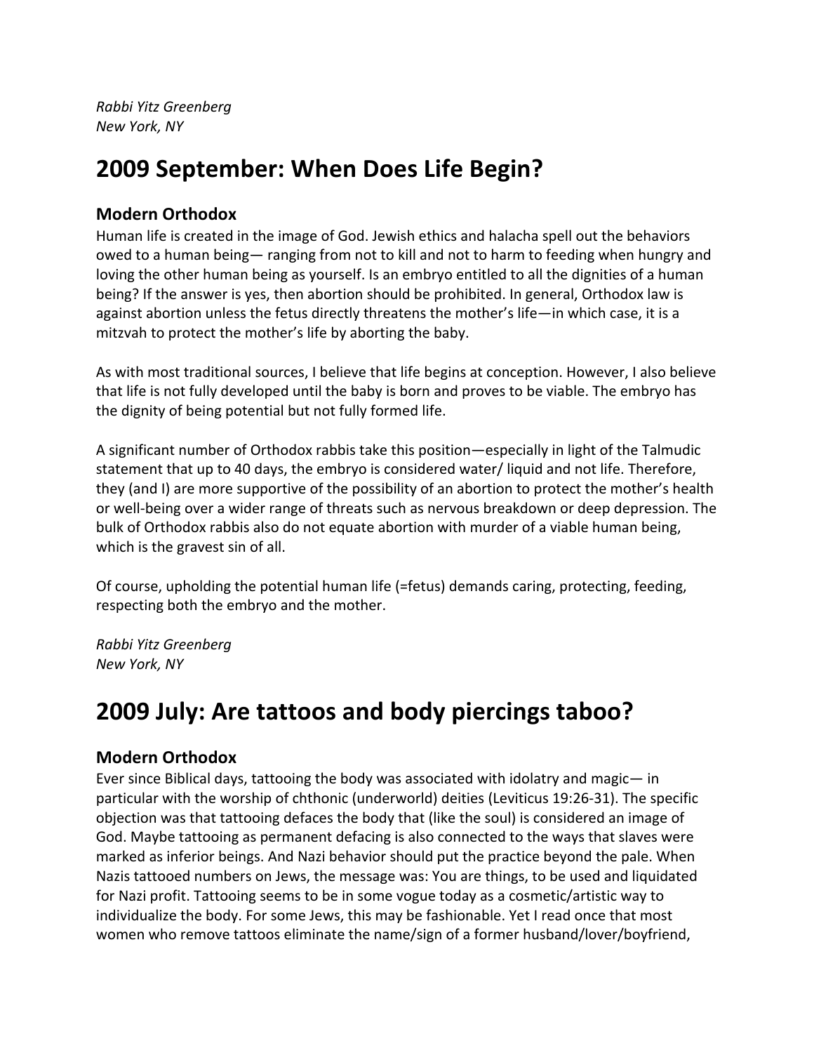*Rabbi Yitz Greenberg*
*New York, NY*

# 2009 September: When Does Life Begin?

### Modern Orthodox

Human life is created in the image of God. Jewish ethics and halacha spell out the behaviors owed to a human being— ranging from not to kill and not to harm to feeding when hungry and loving the other human being as yourself. Is an embryo entitled to all the dignities of a human being? If the answer is yes, then abortion should be prohibited. In general, Orthodox law is against abortion unless the fetus directly threatens the mother's life—in which case, it is a mitzvah to protect the mother's life by aborting the baby.

As with most traditional sources, I believe that life begins at conception. However, I also believe that life is not fully developed until the baby is born and proves to be viable. The embryo has the dignity of being potential but not fully formed life.

A significant number of Orthodox rabbis take this position—especially in light of the Talmudic statement that up to 40 days, the embryo is considered water/ liquid and not life. Therefore, they (and I) are more supportive of the possibility of an abortion to protect the mother's health or well-being over a wider range of threats such as nervous breakdown or deep depression. The bulk of Orthodox rabbis also do not equate abortion with murder of a viable human being, which is the gravest sin of all.

Of course, upholding the potential human life (=fetus) demands caring, protecting, feeding, respecting both the embryo and the mother.

*Rabbi Yitz Greenberg*
*New York, NY*

# 2009 July: Are tattoos and body piercings taboo?

### Modern Orthodox

Ever since Biblical days, tattooing the body was associated with idolatry and magic— in particular with the worship of chthonic (underworld) deities (Leviticus 19:26-31). The specific objection was that tattooing defaces the body that (like the soul) is considered an image of God. Maybe tattooing as permanent defacing is also connected to the ways that slaves were marked as inferior beings. And Nazi behavior should put the practice beyond the pale. When Nazis tattooed numbers on Jews, the message was: You are things, to be used and liquidated for Nazi profit. Tattooing seems to be in some vogue today as a cosmetic/artistic way to individualize the body. For some Jews, this may be fashionable. Yet I read once that most women who remove tattoos eliminate the name/sign of a former husband/lover/boyfriend,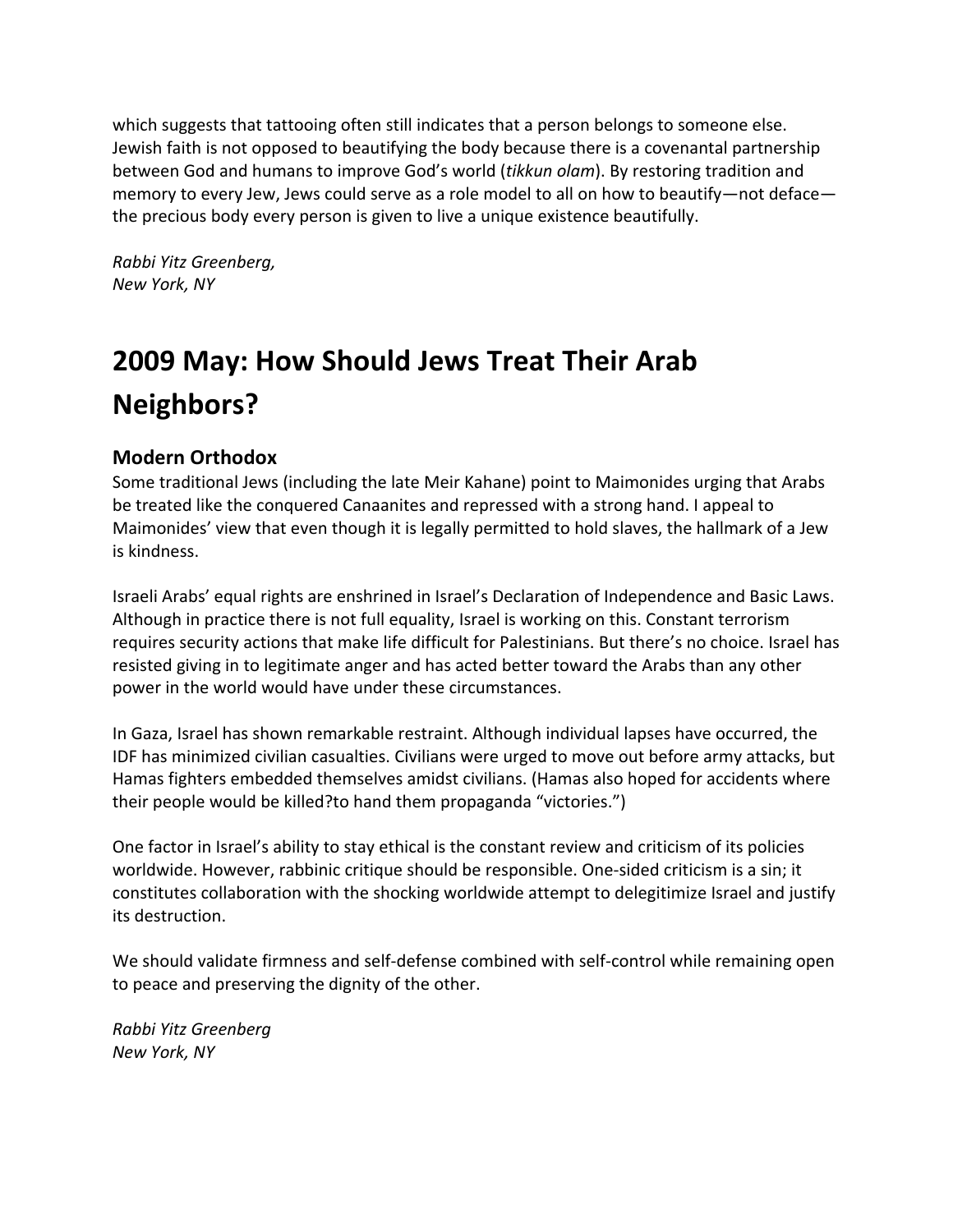which suggests that tattooing often still indicates that a person belongs to someone else. Jewish faith is not opposed to beautifying the body because there is a covenantal partnership between God and humans to improve God's world (*tikkun olam*). By restoring tradition and memory to every Jew, Jews could serve as a role model to all on how to beautify—not deface—the precious body every person is given to live a unique existence beautifully.

*Rabbi Yitz Greenberg,*
*New York, NY*

# 2009 May: How Should Jews Treat Their Arab Neighbors?

## Modern Orthodox

Some traditional Jews (including the late Meir Kahane) point to Maimonides urging that Arabs be treated like the conquered Canaanites and repressed with a strong hand. I appeal to Maimonides' view that even though it is legally permitted to hold slaves, the hallmark of a Jew is kindness.

Israeli Arabs' equal rights are enshrined in Israel's Declaration of Independence and Basic Laws. Although in practice there is not full equality, Israel is working on this. Constant terrorism requires security actions that make life difficult for Palestinians. But there's no choice. Israel has resisted giving in to legitimate anger and has acted better toward the Arabs than any other power in the world would have under these circumstances.

In Gaza, Israel has shown remarkable restraint. Although individual lapses have occurred, the IDF has minimized civilian casualties. Civilians were urged to move out before army attacks, but Hamas fighters embedded themselves amidst civilians. (Hamas also hoped for accidents where their people would be killed?to hand them propaganda "victories.")

One factor in Israel's ability to stay ethical is the constant review and criticism of its policies worldwide. However, rabbinic critique should be responsible. One-sided criticism is a sin; it constitutes collaboration with the shocking worldwide attempt to delegitimize Israel and justify its destruction.

We should validate firmness and self-defense combined with self-control while remaining open to peace and preserving the dignity of the other.

*Rabbi Yitz Greenberg*
*New York, NY*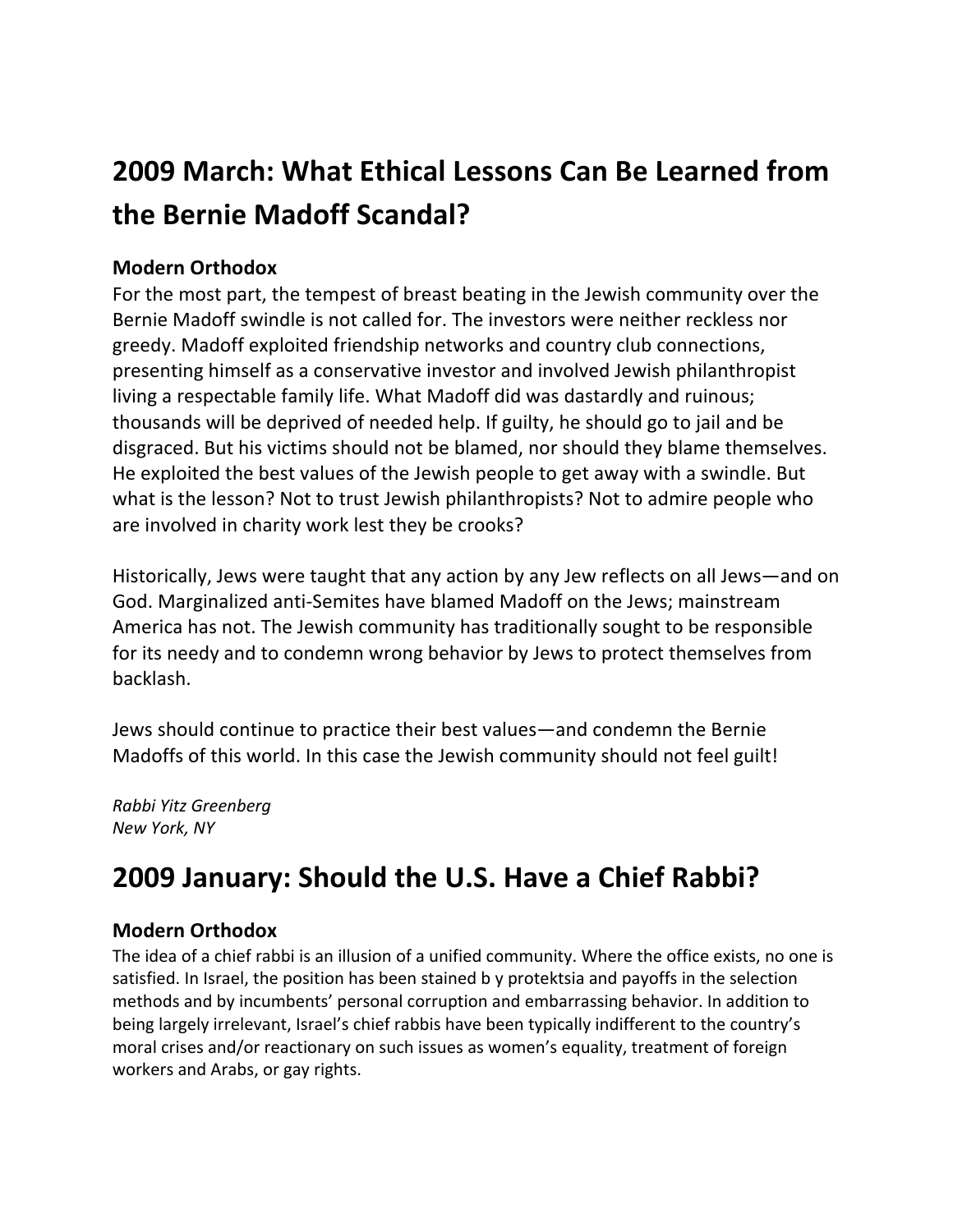# 2009 March: What Ethical Lessons Can Be Learned from the Bernie Madoff Scandal?

### Modern Orthodox

For the most part, the tempest of breast beating in the Jewish community over the Bernie Madoff swindle is not called for. The investors were neither reckless nor greedy. Madoff exploited friendship networks and country club connections, presenting himself as a conservative investor and involved Jewish philanthropist living a respectable family life. What Madoff did was dastardly and ruinous; thousands will be deprived of needed help. If guilty, he should go to jail and be disgraced. But his victims should not be blamed, nor should they blame themselves. He exploited the best values of the Jewish people to get away with a swindle. But what is the lesson? Not to trust Jewish philanthropists? Not to admire people who are involved in charity work lest they be crooks?

Historically, Jews were taught that any action by any Jew reflects on all Jews—and on God. Marginalized anti-Semites have blamed Madoff on the Jews; mainstream America has not. The Jewish community has traditionally sought to be responsible for its needy and to condemn wrong behavior by Jews to protect themselves from backlash.

Jews should continue to practice their best values—and condemn the Bernie Madoffs of this world. In this case the Jewish community should not feel guilt!

*Rabbi Yitz Greenberg*
*New York, NY*

# 2009 January: Should the U.S. Have a Chief Rabbi?

### Modern Orthodox

The idea of a chief rabbi is an illusion of a unified community. Where the office exists, no one is satisfied. In Israel, the position has been stained b y protektsia and payoffs in the selection methods and by incumbents' personal corruption and embarrassing behavior. In addition to being largely irrelevant, Israel's chief rabbis have been typically indifferent to the country's moral crises and/or reactionary on such issues as women's equality, treatment of foreign workers and Arabs, or gay rights.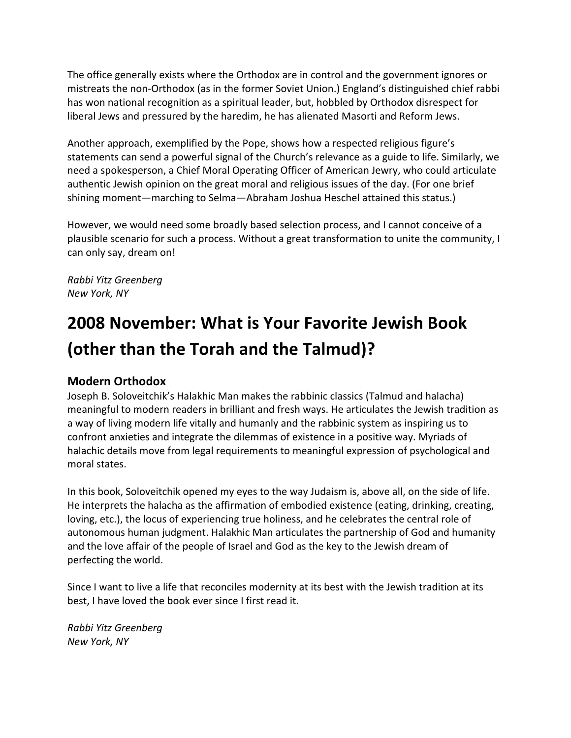The office generally exists where the Orthodox are in control and the government ignores or mistreats the non-Orthodox (as in the former Soviet Union.) England's distinguished chief rabbi has won national recognition as a spiritual leader, but, hobbled by Orthodox disrespect for liberal Jews and pressured by the haredim, he has alienated Masorti and Reform Jews.

Another approach, exemplified by the Pope, shows how a respected religious figure's statements can send a powerful signal of the Church's relevance as a guide to life. Similarly, we need a spokesperson, a Chief Moral Operating Officer of American Jewry, who could articulate authentic Jewish opinion on the great moral and religious issues of the day. (For one brief shining moment—marching to Selma—Abraham Joshua Heschel attained this status.)

However, we would need some broadly based selection process, and I cannot conceive of a plausible scenario for such a process. Without a great transformation to unite the community, I can only say, dream on!

*Rabbi Yitz Greenberg*
*New York, NY*

# 2008 November: What is Your Favorite Jewish Book (other than the Torah and the Talmud)?

## Modern Orthodox

Joseph B. Soloveitchik's Halakhic Man makes the rabbinic classics (Talmud and halacha) meaningful to modern readers in brilliant and fresh ways. He articulates the Jewish tradition as a way of living modern life vitally and humanly and the rabbinic system as inspiring us to confront anxieties and integrate the dilemmas of existence in a positive way. Myriads of halachic details move from legal requirements to meaningful expression of psychological and moral states.

In this book, Soloveitchik opened my eyes to the way Judaism is, above all, on the side of life. He interprets the halacha as the affirmation of embodied existence (eating, drinking, creating, loving, etc.), the locus of experiencing true holiness, and he celebrates the central role of autonomous human judgment. Halakhic Man articulates the partnership of God and humanity and the love affair of the people of Israel and God as the key to the Jewish dream of perfecting the world.

Since I want to live a life that reconciles modernity at its best with the Jewish tradition at its best, I have loved the book ever since I first read it.

*Rabbi Yitz Greenberg*
*New York, NY*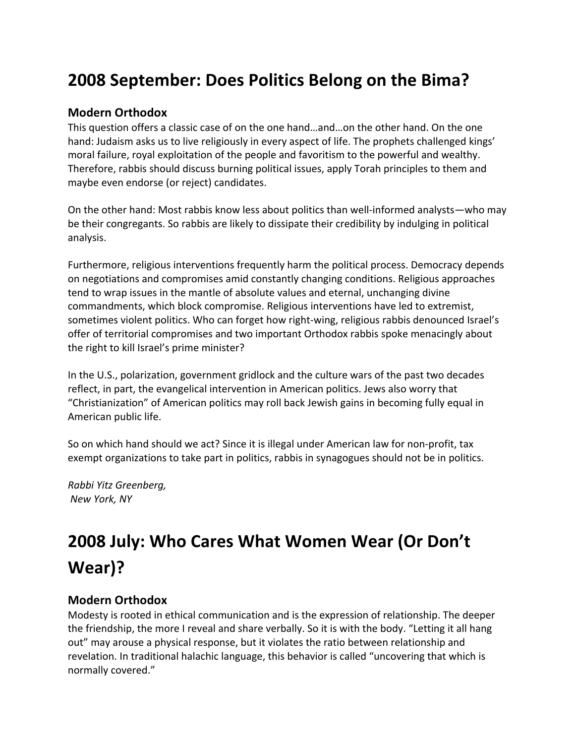# 2008 September: Does Politics Belong on the Bima?

### Modern Orthodox

This question offers a classic case of on the one hand…and…on the other hand. On the one hand: Judaism asks us to live religiously in every aspect of life. The prophets challenged kings' moral failure, royal exploitation of the people and favoritism to the powerful and wealthy. Therefore, rabbis should discuss burning political issues, apply Torah principles to them and maybe even endorse (or reject) candidates.

On the other hand: Most rabbis know less about politics than well-informed analysts—who may be their congregants. So rabbis are likely to dissipate their credibility by indulging in political analysis.

Furthermore, religious interventions frequently harm the political process. Democracy depends on negotiations and compromises amid constantly changing conditions. Religious approaches tend to wrap issues in the mantle of absolute values and eternal, unchanging divine commandments, which block compromise. Religious interventions have led to extremist, sometimes violent politics. Who can forget how right-wing, religious rabbis denounced Israel's offer of territorial compromises and two important Orthodox rabbis spoke menacingly about the right to kill Israel's prime minister?

In the U.S., polarization, government gridlock and the culture wars of the past two decades reflect, in part, the evangelical intervention in American politics. Jews also worry that "Christianization" of American politics may roll back Jewish gains in becoming fully equal in American public life.

So on which hand should we act? Since it is illegal under American law for non-profit, tax exempt organizations to take part in politics, rabbis in synagogues should not be in politics.

*Rabbi Yitz Greenberg,*
*New York, NY*

# 2008 July: Who Cares What Women Wear (Or Don't Wear)?

### Modern Orthodox

Modesty is rooted in ethical communication and is the expression of relationship. The deeper the friendship, the more I reveal and share verbally. So it is with the body. "Letting it all hang out" may arouse a physical response, but it violates the ratio between relationship and revelation. In traditional halachic language, this behavior is called "uncovering that which is normally covered."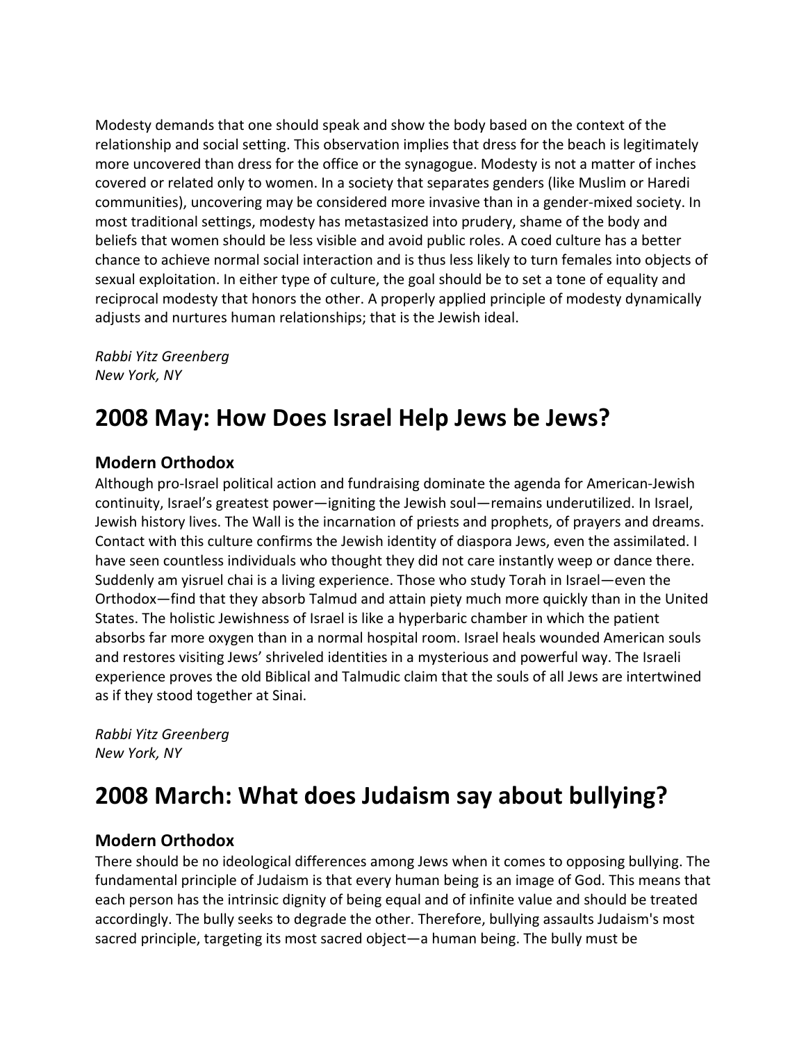Modesty demands that one should speak and show the body based on the context of the relationship and social setting. This observation implies that dress for the beach is legitimately more uncovered than dress for the office or the synagogue. Modesty is not a matter of inches covered or related only to women. In a society that separates genders (like Muslim or Haredi communities), uncovering may be considered more invasive than in a gender-mixed society. In most traditional settings, modesty has metastasized into prudery, shame of the body and beliefs that women should be less visible and avoid public roles. A coed culture has a better chance to achieve normal social interaction and is thus less likely to turn females into objects of sexual exploitation. In either type of culture, the goal should be to set a tone of equality and reciprocal modesty that honors the other. A properly applied principle of modesty dynamically adjusts and nurtures human relationships; that is the Jewish ideal.

*Rabbi Yitz Greenberg*
*New York, NY*

# 2008 May: How Does Israel Help Jews be Jews?

### Modern Orthodox

Although pro-Israel political action and fundraising dominate the agenda for American-Jewish continuity, Israel's greatest power—igniting the Jewish soul—remains underutilized. In Israel, Jewish history lives. The Wall is the incarnation of priests and prophets, of prayers and dreams. Contact with this culture confirms the Jewish identity of diaspora Jews, even the assimilated. I have seen countless individuals who thought they did not care instantly weep or dance there. Suddenly am yisruel chai is a living experience. Those who study Torah in Israel—even the Orthodox—find that they absorb Talmud and attain piety much more quickly than in the United States. The holistic Jewishness of Israel is like a hyperbaric chamber in which the patient absorbs far more oxygen than in a normal hospital room. Israel heals wounded American souls and restores visiting Jews' shriveled identities in a mysterious and powerful way. The Israeli experience proves the old Biblical and Talmudic claim that the souls of all Jews are intertwined as if they stood together at Sinai.

*Rabbi Yitz Greenberg*
*New York, NY*

# 2008 March: What does Judaism say about bullying?

### Modern Orthodox

There should be no ideological differences among Jews when it comes to opposing bullying. The fundamental principle of Judaism is that every human being is an image of God. This means that each person has the intrinsic dignity of being equal and of infinite value and should be treated accordingly. The bully seeks to degrade the other. Therefore, bullying assaults Judaism's most sacred principle, targeting its most sacred object—a human being. The bully must be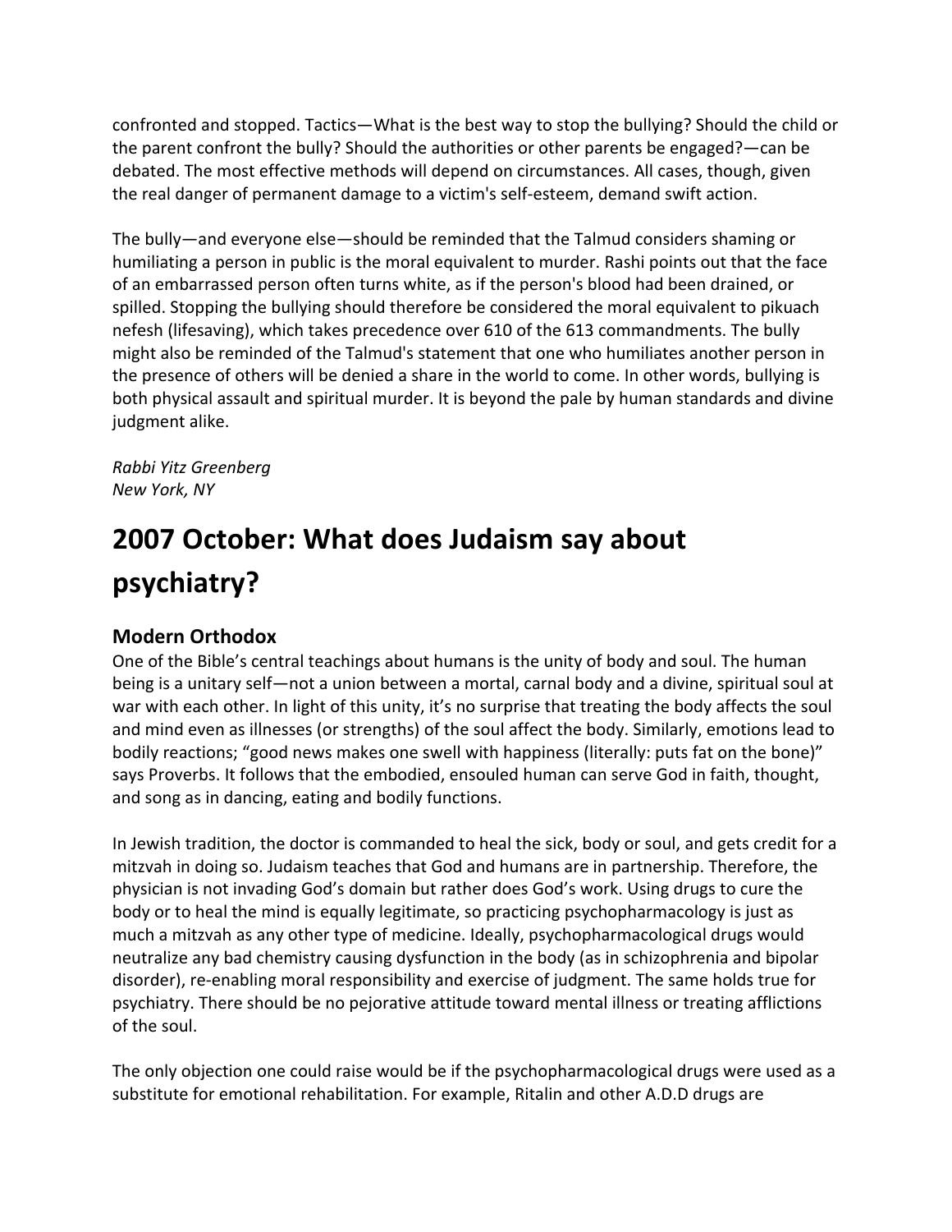confronted and stopped. Tactics—What is the best way to stop the bullying? Should the child or the parent confront the bully? Should the authorities or other parents be engaged?—can be debated. The most effective methods will depend on circumstances. All cases, though, given the real danger of permanent damage to a victim's self-esteem, demand swift action.

The bully—and everyone else—should be reminded that the Talmud considers shaming or humiliating a person in public is the moral equivalent to murder. Rashi points out that the face of an embarrassed person often turns white, as if the person's blood had been drained, or spilled. Stopping the bullying should therefore be considered the moral equivalent to pikuach nefesh (lifesaving), which takes precedence over 610 of the 613 commandments. The bully might also be reminded of the Talmud's statement that one who humiliates another person in the presence of others will be denied a share in the world to come. In other words, bullying is both physical assault and spiritual murder. It is beyond the pale by human standards and divine judgment alike.

*Rabbi Yitz Greenberg*
*New York, NY*

# 2007 October: What does Judaism say about psychiatry?

## Modern Orthodox

One of the Bible's central teachings about humans is the unity of body and soul. The human being is a unitary self—not a union between a mortal, carnal body and a divine, spiritual soul at war with each other. In light of this unity, it's no surprise that treating the body affects the soul and mind even as illnesses (or strengths) of the soul affect the body. Similarly, emotions lead to bodily reactions; "good news makes one swell with happiness (literally: puts fat on the bone)" says Proverbs. It follows that the embodied, ensouled human can serve God in faith, thought, and song as in dancing, eating and bodily functions.

In Jewish tradition, the doctor is commanded to heal the sick, body or soul, and gets credit for a mitzvah in doing so. Judaism teaches that God and humans are in partnership. Therefore, the physician is not invading God's domain but rather does God's work. Using drugs to cure the body or to heal the mind is equally legitimate, so practicing psychopharmacology is just as much a mitzvah as any other type of medicine. Ideally, psychopharmacological drugs would neutralize any bad chemistry causing dysfunction in the body (as in schizophrenia and bipolar disorder), re-enabling moral responsibility and exercise of judgment. The same holds true for psychiatry. There should be no pejorative attitude toward mental illness or treating afflictions of the soul.

The only objection one could raise would be if the psychopharmacological drugs were used as a substitute for emotional rehabilitation. For example, Ritalin and other A.D.D drugs are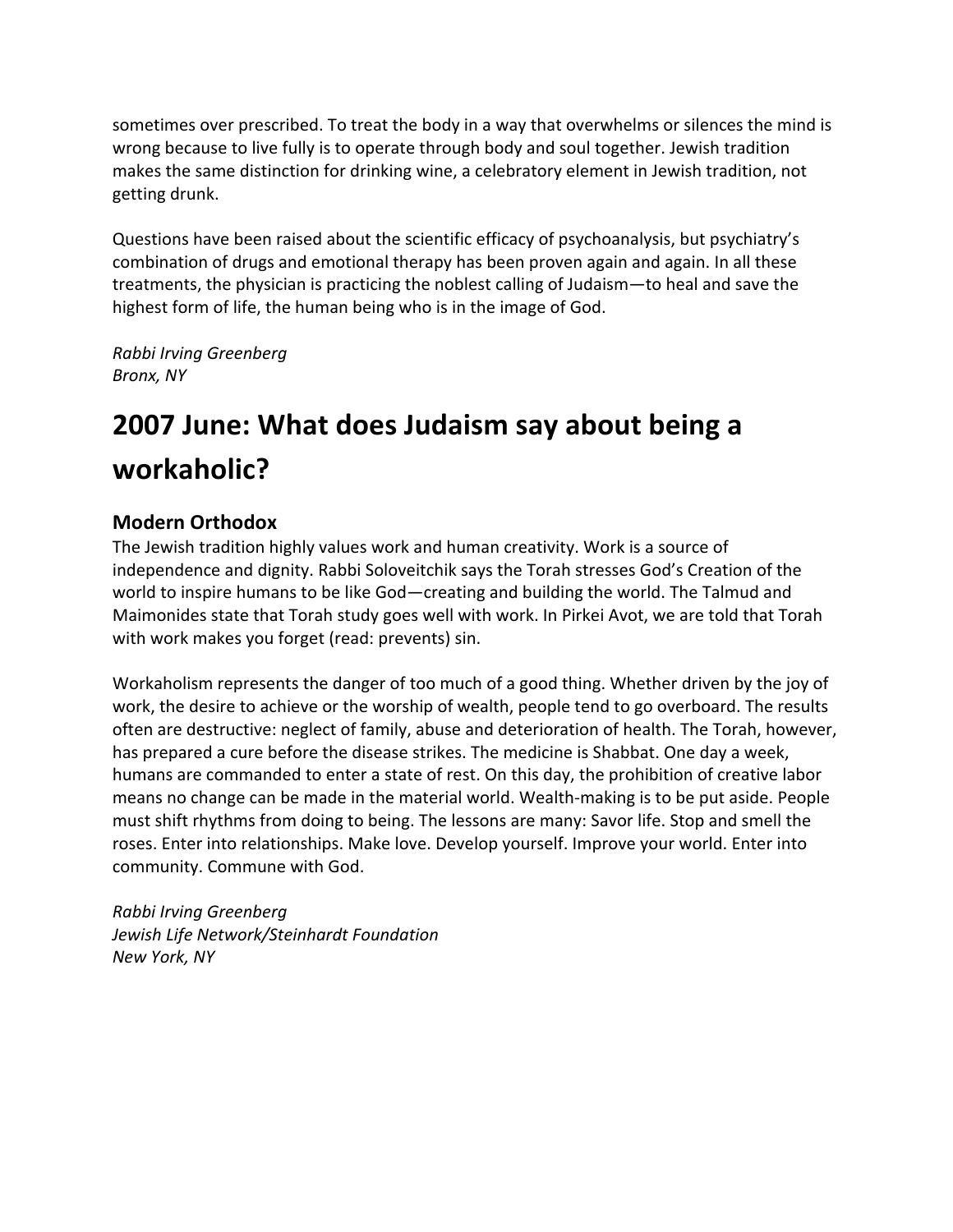sometimes over prescribed. To treat the body in a way that overwhelms or silences the mind is wrong because to live fully is to operate through body and soul together. Jewish tradition makes the same distinction for drinking wine, a celebratory element in Jewish tradition, not getting drunk.

Questions have been raised about the scientific efficacy of psychoanalysis, but psychiatry's combination of drugs and emotional therapy has been proven again and again. In all these treatments, the physician is practicing the noblest calling of Judaism—to heal and save the highest form of life, the human being who is in the image of God.

*Rabbi Irving Greenberg*
*Bronx, NY*

# 2007 June: What does Judaism say about being a workaholic?

## Modern Orthodox

The Jewish tradition highly values work and human creativity. Work is a source of independence and dignity. Rabbi Soloveitchik says the Torah stresses God's Creation of the world to inspire humans to be like God—creating and building the world. The Talmud and Maimonides state that Torah study goes well with work. In Pirkei Avot, we are told that Torah with work makes you forget (read: prevents) sin.

Workaholism represents the danger of too much of a good thing. Whether driven by the joy of work, the desire to achieve or the worship of wealth, people tend to go overboard. The results often are destructive: neglect of family, abuse and deterioration of health. The Torah, however, has prepared a cure before the disease strikes. The medicine is Shabbat. One day a week, humans are commanded to enter a state of rest. On this day, the prohibition of creative labor means no change can be made in the material world. Wealth-making is to be put aside. People must shift rhythms from doing to being. The lessons are many: Savor life. Stop and smell the roses. Enter into relationships. Make love. Develop yourself. Improve your world. Enter into community. Commune with God.

*Rabbi Irving Greenberg*
*Jewish Life Network/Steinhardt Foundation*
*New York, NY*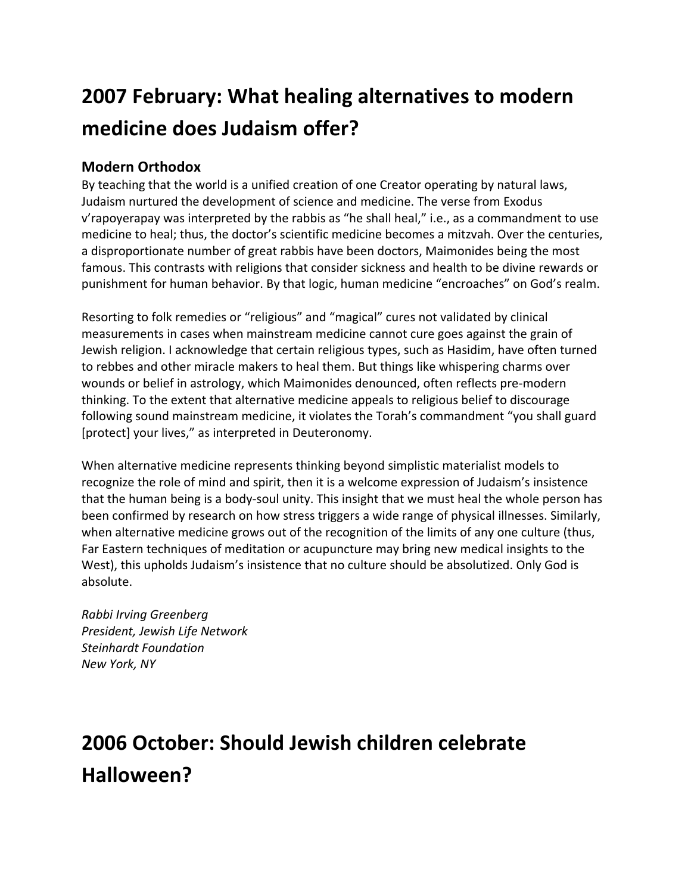# 2007 February: What healing alternatives to modern medicine does Judaism offer?

### Modern Orthodox

By teaching that the world is a unified creation of one Creator operating by natural laws, Judaism nurtured the development of science and medicine. The verse from Exodus v'rapoyerapay was interpreted by the rabbis as "he shall heal," i.e., as a commandment to use medicine to heal; thus, the doctor's scientific medicine becomes a mitzvah. Over the centuries, a disproportionate number of great rabbis have been doctors, Maimonides being the most famous. This contrasts with religions that consider sickness and health to be divine rewards or punishment for human behavior. By that logic, human medicine "encroaches" on God's realm.

Resorting to folk remedies or "religious" and "magical" cures not validated by clinical measurements in cases when mainstream medicine cannot cure goes against the grain of Jewish religion. I acknowledge that certain religious types, such as Hasidim, have often turned to rebbes and other miracle makers to heal them. But things like whispering charms over wounds or belief in astrology, which Maimonides denounced, often reflects pre-modern thinking. To the extent that alternative medicine appeals to religious belief to discourage following sound mainstream medicine, it violates the Torah's commandment "you shall guard [protect] your lives," as interpreted in Deuteronomy.

When alternative medicine represents thinking beyond simplistic materialist models to recognize the role of mind and spirit, then it is a welcome expression of Judaism's insistence that the human being is a body-soul unity. This insight that we must heal the whole person has been confirmed by research on how stress triggers a wide range of physical illnesses. Similarly, when alternative medicine grows out of the recognition of the limits of any one culture (thus, Far Eastern techniques of meditation or acupuncture may bring new medical insights to the West), this upholds Judaism's insistence that no culture should be absolutized. Only God is absolute.

*Rabbi Irving Greenberg*
*President, Jewish Life Network*
*Steinhardt Foundation*
*New York, NY*

# 2006 October: Should Jewish children celebrate Halloween?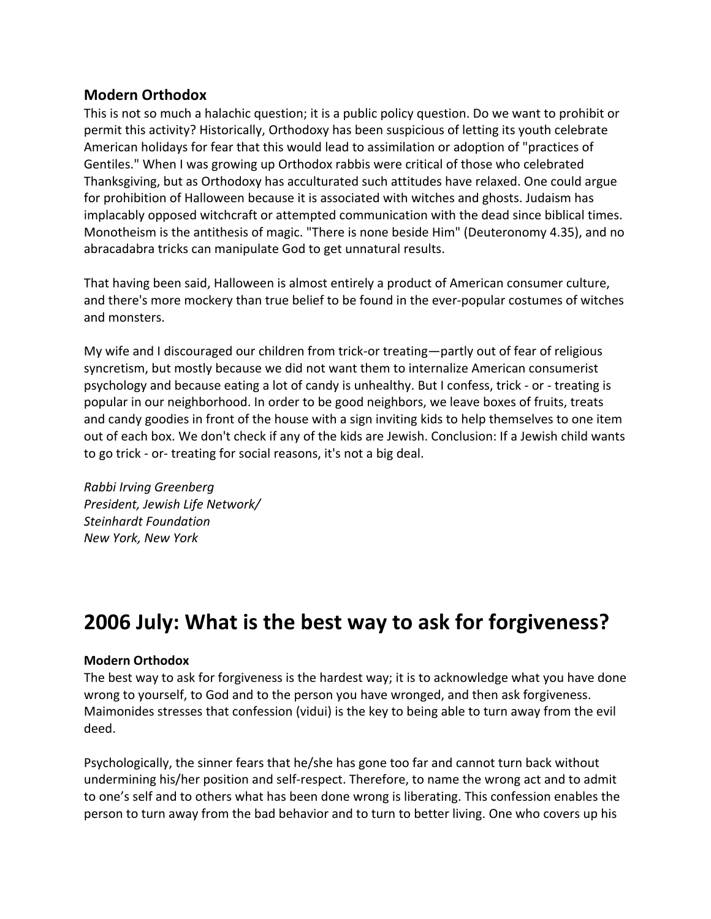### Modern Orthodox

This is not so much a halachic question; it is a public policy question. Do we want to prohibit or permit this activity? Historically, Orthodoxy has been suspicious of letting its youth celebrate American holidays for fear that this would lead to assimilation or adoption of "practices of Gentiles." When I was growing up Orthodox rabbis were critical of those who celebrated Thanksgiving, but as Orthodoxy has acculturated such attitudes have relaxed. One could argue for prohibition of Halloween because it is associated with witches and ghosts. Judaism has implacably opposed witchcraft or attempted communication with the dead since biblical times. Monotheism is the antithesis of magic. "There is none beside Him" (Deuteronomy 4.35), and no abracadabra tricks can manipulate God to get unnatural results.

That having been said, Halloween is almost entirely a product of American consumer culture, and there's more mockery than true belief to be found in the ever-popular costumes of witches and monsters.

My wife and I discouraged our children from trick-or treating—partly out of fear of religious syncretism, but mostly because we did not want them to internalize American consumerist psychology and because eating a lot of candy is unhealthy. But I confess, trick - or - treating is popular in our neighborhood. In order to be good neighbors, we leave boxes of fruits, treats and candy goodies in front of the house with a sign inviting kids to help themselves to one item out of each box. We don't check if any of the kids are Jewish. Conclusion: If a Jewish child wants to go trick - or- treating for social reasons, it's not a big deal.

*Rabbi Irving Greenberg*
*President, Jewish Life Network/*
*Steinhardt Foundation*
*New York, New York*

# 2006 July: What is the best way to ask for forgiveness?

**Modern Orthodox**

The best way to ask for forgiveness is the hardest way; it is to acknowledge what you have done wrong to yourself, to God and to the person you have wronged, and then ask forgiveness. Maimonides stresses that confession (vidui) is the key to being able to turn away from the evil deed.

Psychologically, the sinner fears that he/she has gone too far and cannot turn back without undermining his/her position and self-respect. Therefore, to name the wrong act and to admit to one's self and to others what has been done wrong is liberating. This confession enables the person to turn away from the bad behavior and to turn to better living. One who covers up his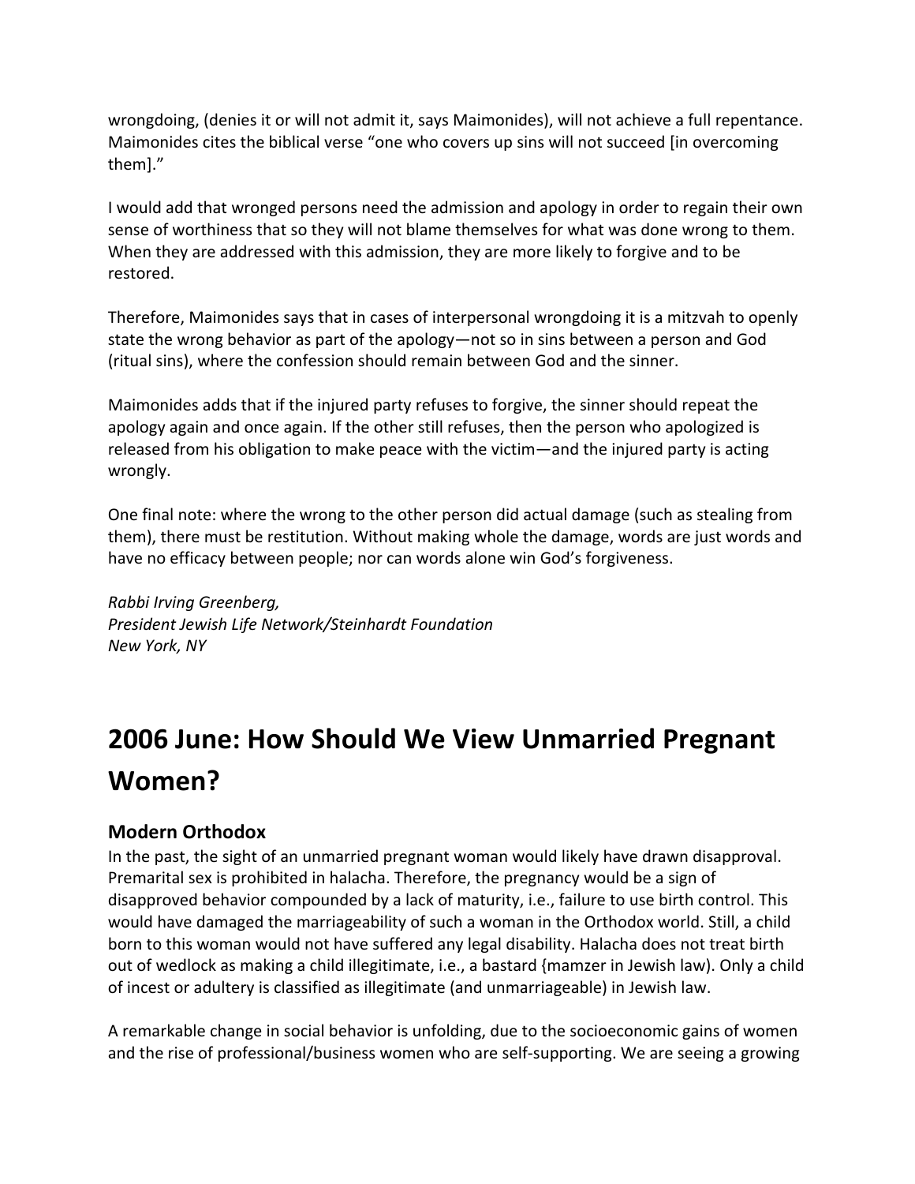wrongdoing, (denies it or will not admit it, says Maimonides), will not achieve a full repentance. Maimonides cites the biblical verse "one who covers up sins will not succeed [in overcoming them]."

I would add that wronged persons need the admission and apology in order to regain their own sense of worthiness that so they will not blame themselves for what was done wrong to them. When they are addressed with this admission, they are more likely to forgive and to be restored.

Therefore, Maimonides says that in cases of interpersonal wrongdoing it is a mitzvah to openly state the wrong behavior as part of the apology—not so in sins between a person and God (ritual sins), where the confession should remain between God and the sinner.

Maimonides adds that if the injured party refuses to forgive, the sinner should repeat the apology again and once again. If the other still refuses, then the person who apologized is released from his obligation to make peace with the victim—and the injured party is acting wrongly.

One final note: where the wrong to the other person did actual damage (such as stealing from them), there must be restitution. Without making whole the damage, words are just words and have no efficacy between people; nor can words alone win God's forgiveness.

*Rabbi Irving Greenberg,*
*President Jewish Life Network/Steinhardt Foundation*
*New York, NY*

# 2006 June: How Should We View Unmarried Pregnant Women?

## Modern Orthodox

In the past, the sight of an unmarried pregnant woman would likely have drawn disapproval. Premarital sex is prohibited in halacha. Therefore, the pregnancy would be a sign of disapproved behavior compounded by a lack of maturity, i.e., failure to use birth control. This would have damaged the marriageability of such a woman in the Orthodox world. Still, a child born to this woman would not have suffered any legal disability. Halacha does not treat birth out of wedlock as making a child illegitimate, i.e., a bastard {mamzer in Jewish law). Only a child of incest or adultery is classified as illegitimate (and unmarriageable) in Jewish law.

A remarkable change in social behavior is unfolding, due to the socioeconomic gains of women and the rise of professional/business women who are self-supporting. We are seeing a growing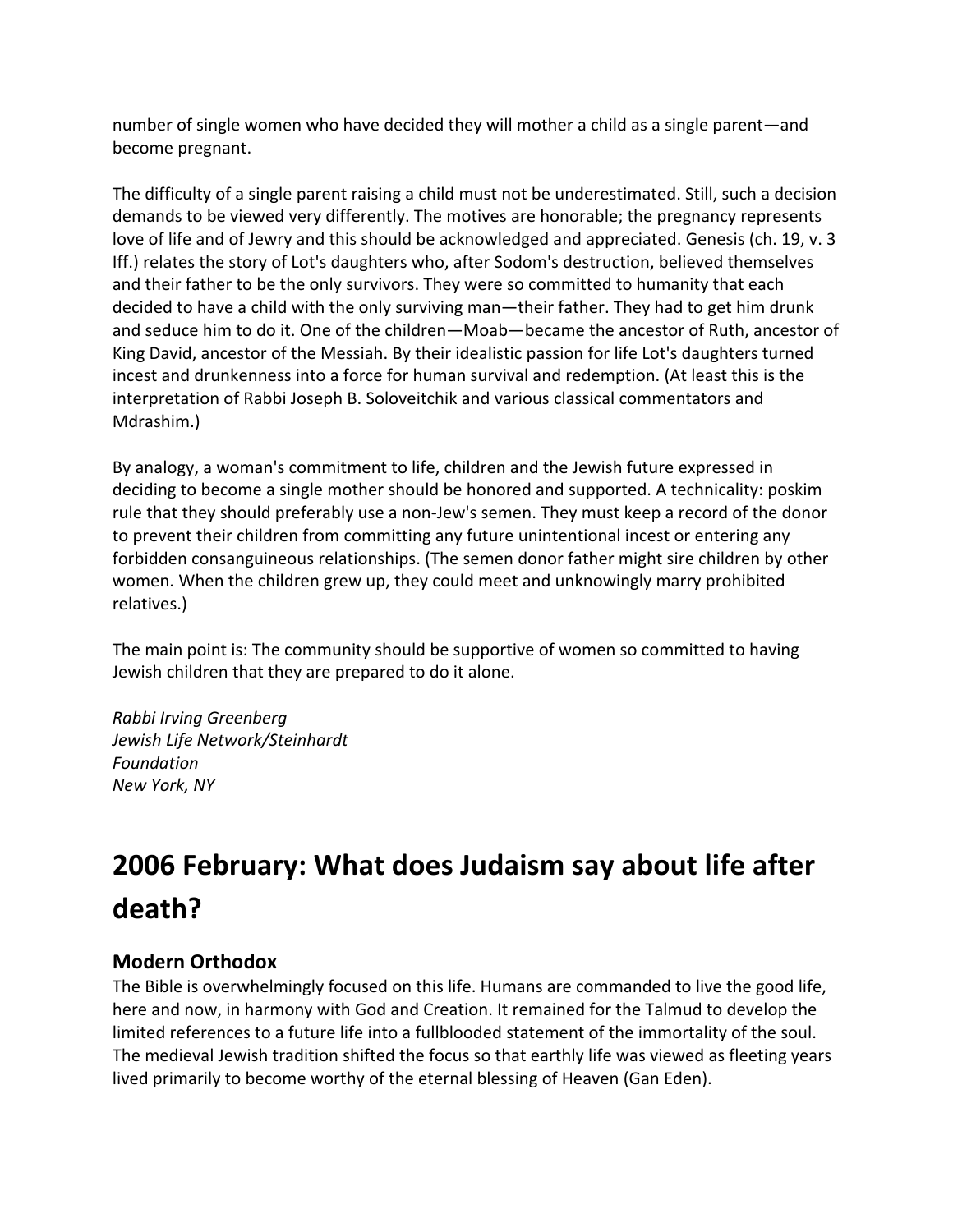number of single women who have decided they will mother a child as a single parent—and become pregnant.

The difficulty of a single parent raising a child must not be underestimated. Still, such a decision demands to be viewed very differently. The motives are honorable; the pregnancy represents love of life and of Jewry and this should be acknowledged and appreciated. Genesis (ch. 19, v. 3 Iff.) relates the story of Lot's daughters who, after Sodom's destruction, believed themselves and their father to be the only survivors. They were so committed to humanity that each decided to have a child with the only surviving man—their father. They had to get him drunk and seduce him to do it. One of the children—Moab—became the ancestor of Ruth, ancestor of King David, ancestor of the Messiah. By their idealistic passion for life Lot's daughters turned incest and drunkenness into a force for human survival and redemption. (At least this is the interpretation of Rabbi Joseph B. Soloveitchik and various classical commentators and Mdrashim.)

By analogy, a woman's commitment to life, children and the Jewish future expressed in deciding to become a single mother should be honored and supported. A technicality: poskim rule that they should preferably use a non-Jew's semen. They must keep a record of the donor to prevent their children from committing any future unintentional incest or entering any forbidden consanguineous relationships. (The semen donor father might sire children by other women. When the children grew up, they could meet and unknowingly marry prohibited relatives.)

The main point is: The community should be supportive of women so committed to having Jewish children that they are prepared to do it alone.

*Rabbi Irving Greenberg*
*Jewish Life Network/Steinhardt Foundation*
*New York, NY*

# 2006 February: What does Judaism say about life after death?

### Modern Orthodox

The Bible is overwhelmingly focused on this life. Humans are commanded to live the good life, here and now, in harmony with God and Creation. It remained for the Talmud to develop the limited references to a future life into a fullblooded statement of the immortality of the soul. The medieval Jewish tradition shifted the focus so that earthly life was viewed as fleeting years lived primarily to become worthy of the eternal blessing of Heaven (Gan Eden).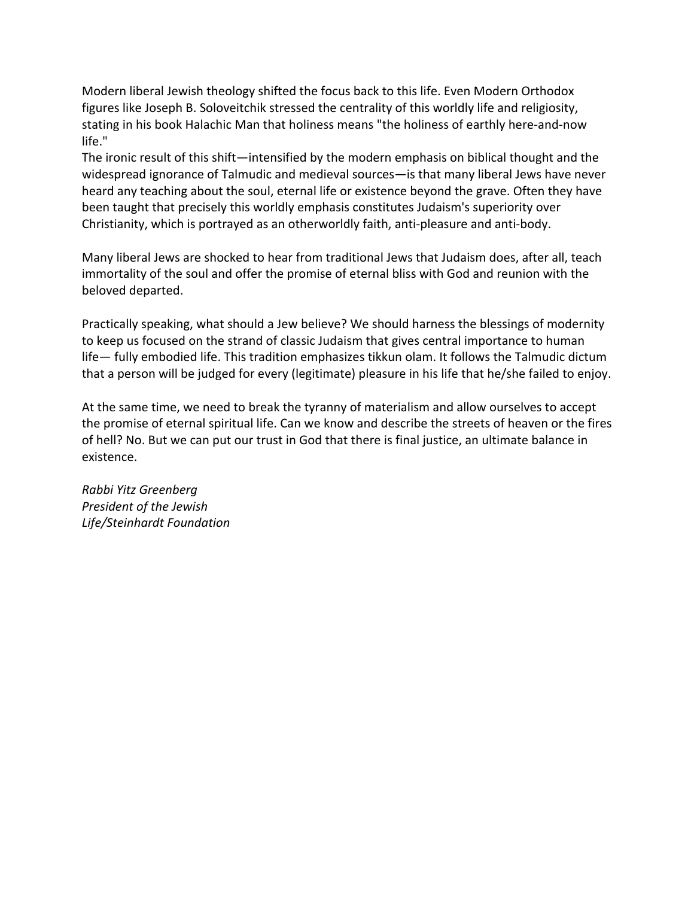Modern liberal Jewish theology shifted the focus back to this life. Even Modern Orthodox figures like Joseph B. Soloveitchik stressed the centrality of this worldly life and religiosity, stating in his book Halachic Man that holiness means "the holiness of earthly here-and-now life."

The ironic result of this shift—intensified by the modern emphasis on biblical thought and the widespread ignorance of Talmudic and medieval sources—is that many liberal Jews have never heard any teaching about the soul, eternal life or existence beyond the grave. Often they have been taught that precisely this worldly emphasis constitutes Judaism's superiority over Christianity, which is portrayed as an otherworldly faith, anti-pleasure and anti-body.

Many liberal Jews are shocked to hear from traditional Jews that Judaism does, after all, teach immortality of the soul and offer the promise of eternal bliss with God and reunion with the beloved departed.

Practically speaking, what should a Jew believe? We should harness the blessings of modernity to keep us focused on the strand of classic Judaism that gives central importance to human life— fully embodied life. This tradition emphasizes tikkun olam. It follows the Talmudic dictum that a person will be judged for every (legitimate) pleasure in his life that he/she failed to enjoy.

At the same time, we need to break the tyranny of materialism and allow ourselves to accept the promise of eternal spiritual life. Can we know and describe the streets of heaven or the fires of hell? No. But we can put our trust in God that there is final justice, an ultimate balance in existence.

*Rabbi Yitz Greenberg*
*President of the Jewish*
*Life/Steinhardt Foundation*